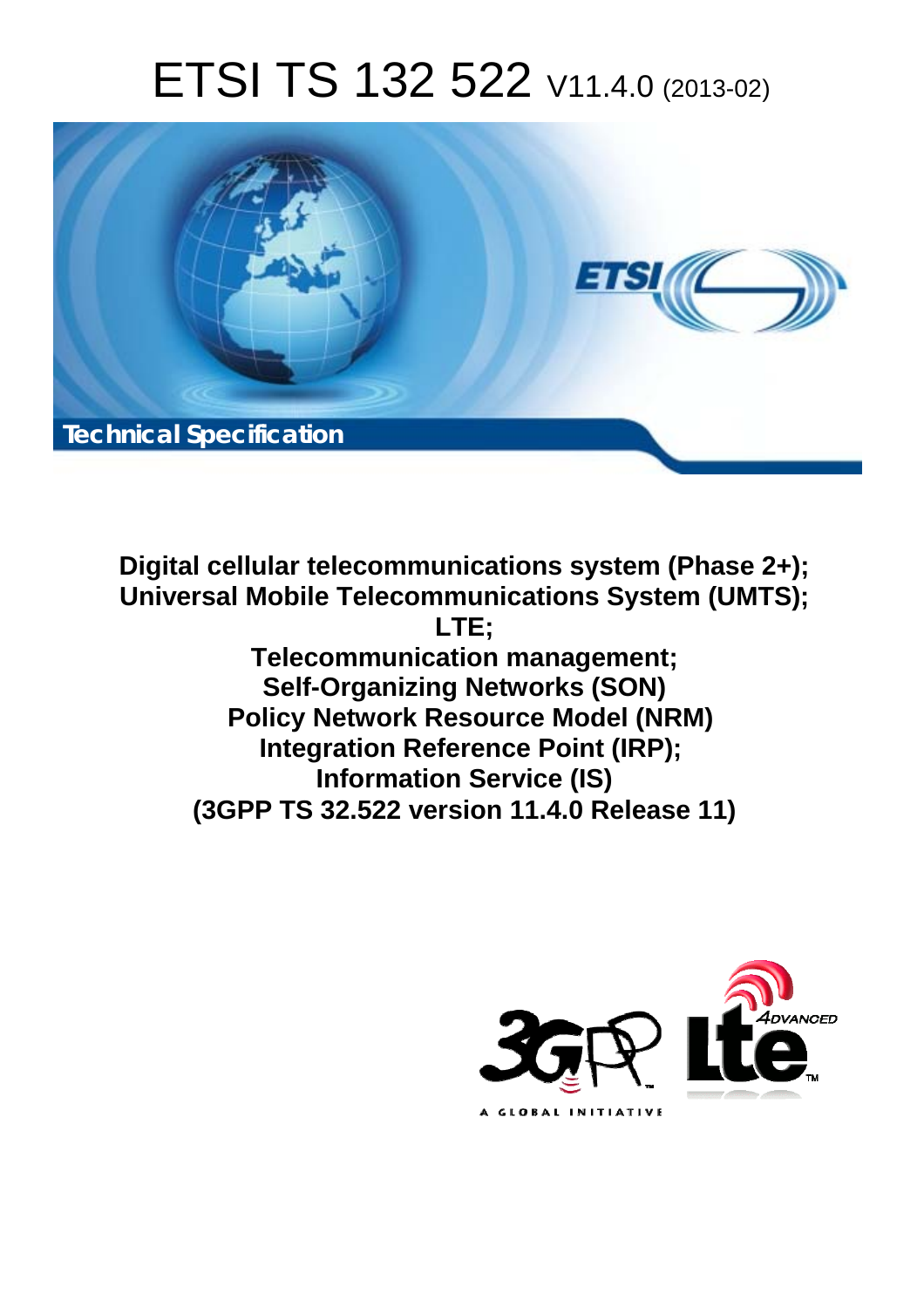# ETSI TS 132 522 V11.4.0 (2013-02)

Technical Specification

**Digital cellular telecommunications system (Phase 2+);**
**Universal Mobile Telecommunications System (UMTS);**
**LTE;**
**Telecommunication management;**
**Self-Organizing Networks (SON)**
**Policy Network Resource Model (NRM)**
**Integration Reference Point (IRP);**
**Information Service (IS)**
**(3GPP TS 32.522 version 11.4.0 Release 11)**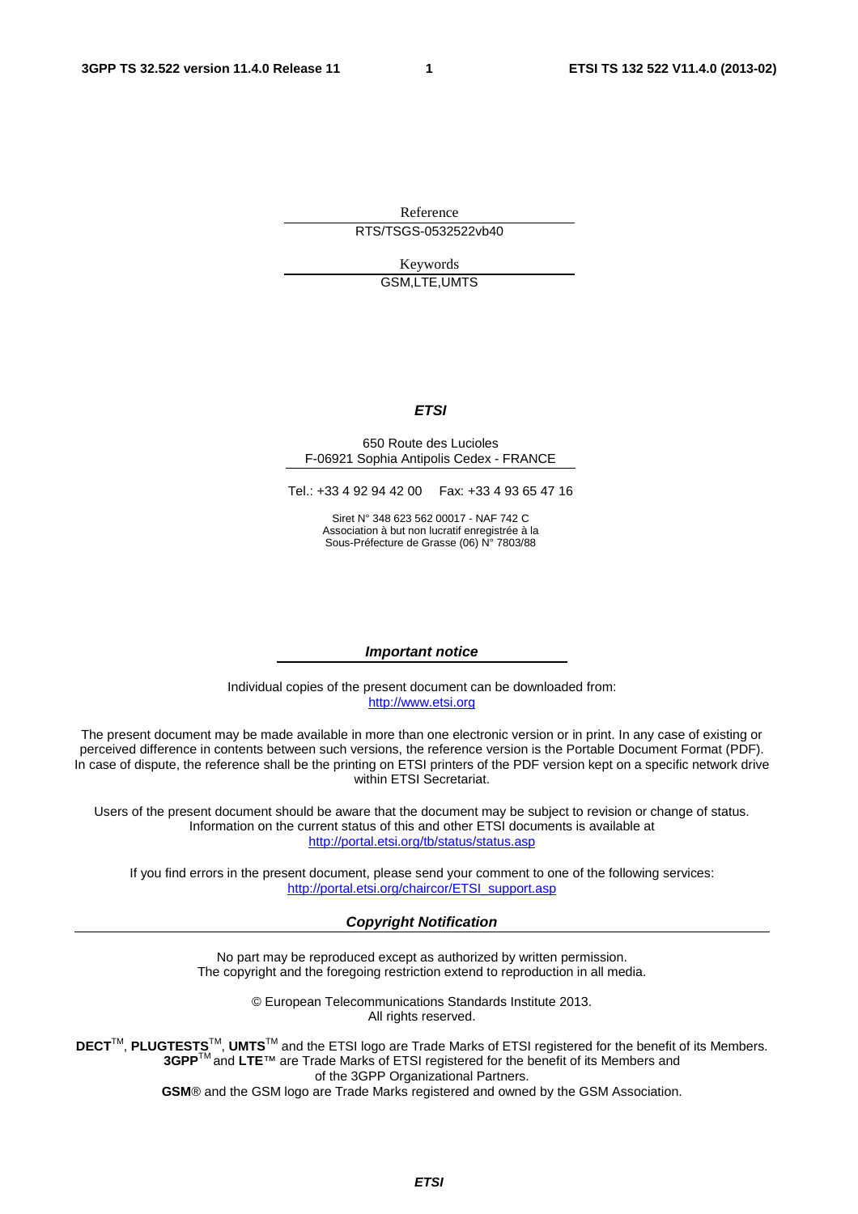Reference

RTS/TSGS-0532522vb40

Keywords

GSM,LTE,UMTS

***ETSI***

650 Route des Lucioles
F-06921 Sophia Antipolis Cedex - FRANCE

Tel.: +33 4 92 94 42 00 Fax: +33 4 93 65 47 16

Siret N° 348 623 562 00017 - NAF 742 C
Association à but non lucratif enregistrée à la
Sous-Préfecture de Grasse (06) N° 7803/88

***Important notice***

Individual copies of the present document can be downloaded from:
http://www.etsi.org

The present document may be made available in more than one electronic version or in print. In any case of existing or perceived difference in contents between such versions, the reference version is the Portable Document Format (PDF). In case of dispute, the reference shall be the printing on ETSI printers of the PDF version kept on a specific network drive within ETSI Secretariat.

Users of the present document should be aware that the document may be subject to revision or change of status. Information on the current status of this and other ETSI documents is available at
http://portal.etsi.org/tb/status/status.asp

If you find errors in the present document, please send your comment to one of the following services:
http://portal.etsi.org/chaircor/ETSI_support.asp

***Copyright Notification***

No part may be reproduced except as authorized by written permission.
The copyright and the foregoing restriction extend to reproduction in all media.

© European Telecommunications Standards Institute 2013.
All rights reserved.

**DECT**™, **PLUGTESTS**™, **UMTS**™ and the ETSI logo are Trade Marks of ETSI registered for the benefit of its Members.
**3GPP**™ and **LTE**™ are Trade Marks of ETSI registered for the benefit of its Members and of the 3GPP Organizational Partners.
**GSM**® and the GSM logo are Trade Marks registered and owned by the GSM Association.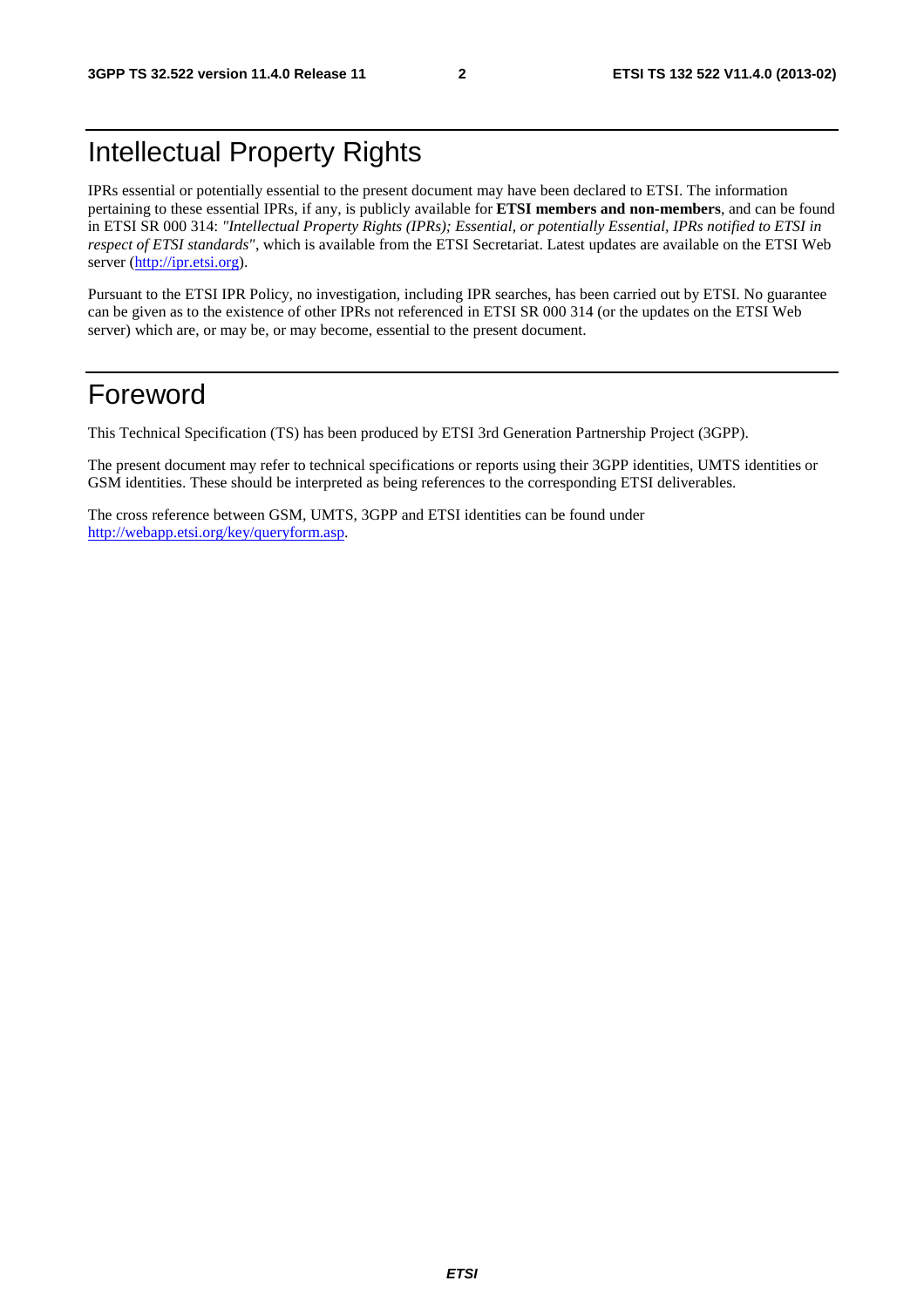# Intellectual Property Rights

IPRs essential or potentially essential to the present document may have been declared to ETSI. The information pertaining to these essential IPRs, if any, is publicly available for **ETSI members and non-members**, and can be found in ETSI SR 000 314: *"Intellectual Property Rights (IPRs); Essential, or potentially Essential, IPRs notified to ETSI in respect of ETSI standards"*, which is available from the ETSI Secretariat. Latest updates are available on the ETSI Web server (http://ipr.etsi.org).

Pursuant to the ETSI IPR Policy, no investigation, including IPR searches, has been carried out by ETSI. No guarantee can be given as to the existence of other IPRs not referenced in ETSI SR 000 314 (or the updates on the ETSI Web server) which are, or may be, or may become, essential to the present document.

# Foreword

This Technical Specification (TS) has been produced by ETSI 3rd Generation Partnership Project (3GPP).

The present document may refer to technical specifications or reports using their 3GPP identities, UMTS identities or GSM identities. These should be interpreted as being references to the corresponding ETSI deliverables.

The cross reference between GSM, UMTS, 3GPP and ETSI identities can be found under http://webapp.etsi.org/key/queryform.asp.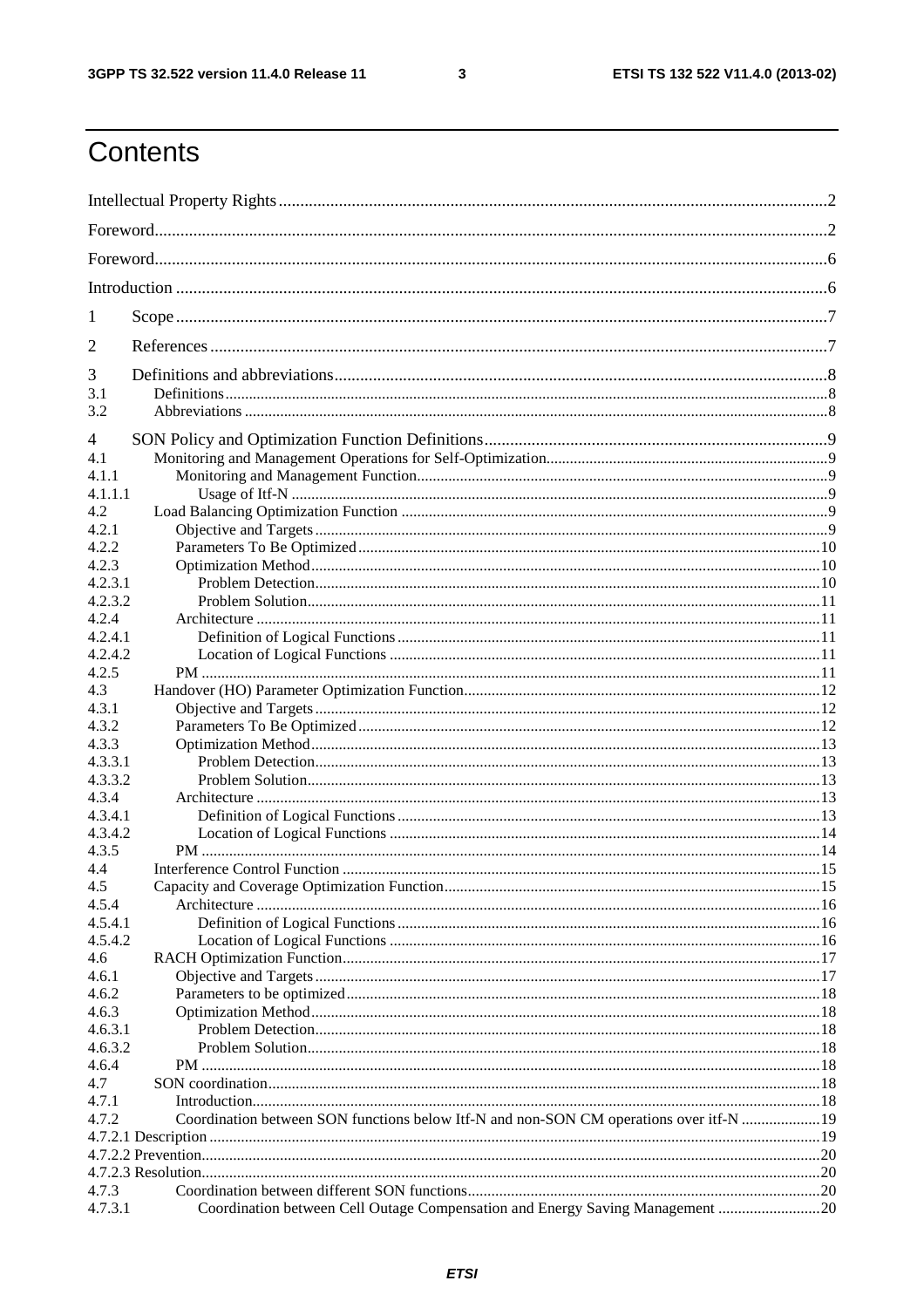# Contents

Intellectual Property Rights ..... 2

Foreword ..... 2

Foreword ..... 6

Introduction ..... 6

1 Scope ..... 7

2 References ..... 7

3 Definitions and abbreviations ..... 8

3.1 Definitions ..... 8

3.2 Abbreviations ..... 8

4 SON Policy and Optimization Function Definitions ..... 9

4.1 Monitoring and Management Operations for Self-Optimization ..... 9

4.1.1 Monitoring and Management Function ..... 9

4.1.1.1 Usage of Itf-N ..... 9

4.2 Load Balancing Optimization Function ..... 9

4.2.1 Objective and Targets ..... 9

4.2.2 Parameters To Be Optimized ..... 10

4.2.3 Optimization Method ..... 10

4.2.3.1 Problem Detection ..... 10

4.2.3.2 Problem Solution ..... 11

4.2.4 Architecture ..... 11

4.2.4.1 Definition of Logical Functions ..... 11

4.2.4.2 Location of Logical Functions ..... 11

4.2.5 PM ..... 11

4.3 Handover (HO) Parameter Optimization Function ..... 12

4.3.1 Objective and Targets ..... 12

4.3.2 Parameters To Be Optimized ..... 12

4.3.3 Optimization Method ..... 13

4.3.3.1 Problem Detection ..... 13

4.3.3.2 Problem Solution ..... 13

4.3.4 Architecture ..... 13

4.3.4.1 Definition of Logical Functions ..... 13

4.3.4.2 Location of Logical Functions ..... 14

4.3.5 PM ..... 14

4.4 Interference Control Function ..... 15

4.5 Capacity and Coverage Optimization Function ..... 15

4.5.4 Architecture ..... 16

4.5.4.1 Definition of Logical Functions ..... 16

4.5.4.2 Location of Logical Functions ..... 16

4.6 RACH Optimization Function ..... 17

4.6.1 Objective and Targets ..... 17

4.6.2 Parameters to be optimized ..... 18

4.6.3 Optimization Method ..... 18

4.6.3.1 Problem Detection ..... 18

4.6.3.2 Problem Solution ..... 18

4.6.4 PM ..... 18

4.7 SON coordination ..... 18

4.7.1 Introduction ..... 18

4.7.2 Coordination between SON functions below Itf-N and non-SON CM operations over itf-N ..... 19

4.7.2.1 Description ..... 19

4.7.2.2 Prevention ..... 20

4.7.2.3 Resolution ..... 20

4.7.3 Coordination between different SON functions ..... 20

4.7.3.1 Coordination between Cell Outage Compensation and Energy Saving Management ..... 20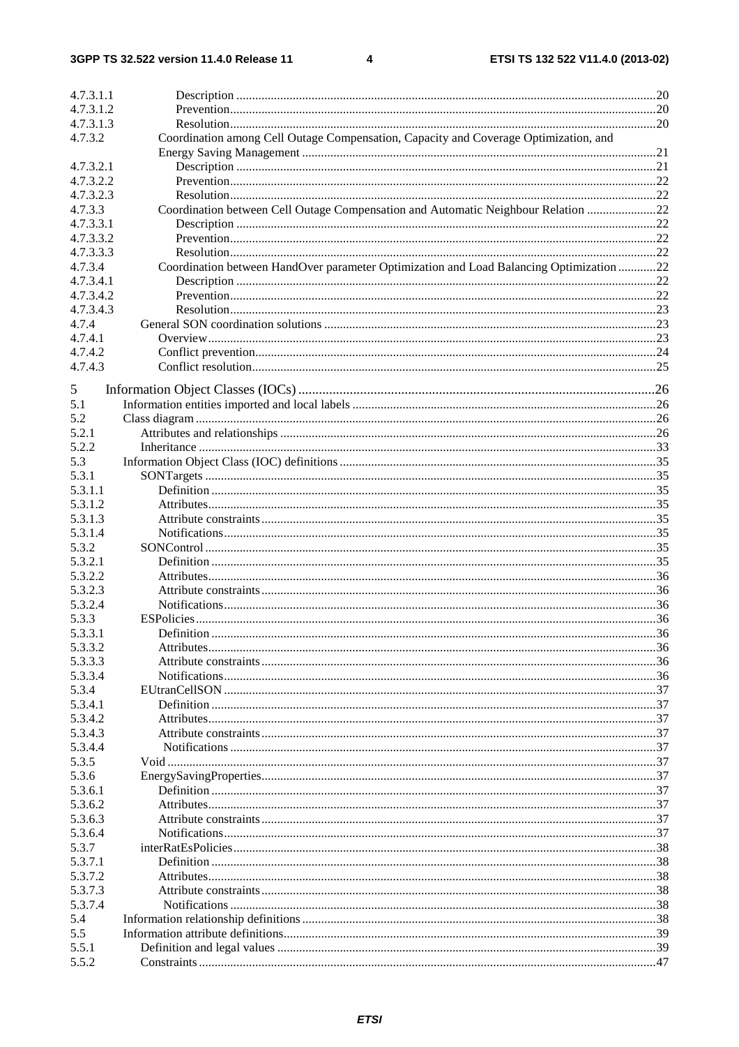4.7.3.1.1 Description .....20
4.7.3.1.2 Prevention .....20
4.7.3.1.3 Resolution .....20
4.7.3.2 Coordination among Cell Outage Compensation, Capacity and Coverage Optimization, and Energy Saving Management .....21
4.7.3.2.1 Description .....21
4.7.3.2.2 Prevention .....22
4.7.3.2.3 Resolution .....22
4.7.3.3 Coordination between Cell Outage Compensation and Automatic Neighbour Relation .....22
4.7.3.3.1 Description .....22
4.7.3.3.2 Prevention .....22
4.7.3.3.3 Resolution .....22
4.7.3.4 Coordination between HandOver parameter Optimization and Load Balancing Optimization .....22
4.7.3.4.1 Description .....22
4.7.3.4.2 Prevention .....22
4.7.3.4.3 Resolution .....23
4.7.4 General SON coordination solutions .....23
4.7.4.1 Overview .....23
4.7.4.2 Conflict prevention .....24
4.7.4.3 Conflict resolution .....25

5 Information Object Classes (IOCs) .....26
5.1 Information entities imported and local labels .....26
5.2 Class diagram .....26
5.2.1 Attributes and relationships .....26
5.2.2 Inheritance .....33
5.3 Information Object Class (IOC) definitions .....35
5.3.1 SONTargets .....35
5.3.1.1 Definition .....35
5.3.1.2 Attributes .....35
5.3.1.3 Attribute constraints .....35
5.3.1.4 Notifications .....35
5.3.2 SONControl .....35
5.3.2.1 Definition .....35
5.3.2.2 Attributes .....36
5.3.2.3 Attribute constraints .....36
5.3.2.4 Notifications .....36
5.3.3 ESPolicies .....36
5.3.3.1 Definition .....36
5.3.3.2 Attributes .....36
5.3.3.3 Attribute constraints .....36
5.3.3.4 Notifications .....36
5.3.4 EUtranCellSON .....37
5.3.4.1 Definition .....37
5.3.4.2 Attributes .....37
5.3.4.3 Attribute constraints .....37
5.3.4.4 Notifications .....37
5.3.5 Void .....37
5.3.6 EnergySavingProperties .....37
5.3.6.1 Definition .....37
5.3.6.2 Attributes .....37
5.3.6.3 Attribute constraints .....37
5.3.6.4 Notifications .....37
5.3.7 interRatEsPolicies .....38
5.3.7.1 Definition .....38
5.3.7.2 Attributes .....38
5.3.7.3 Attribute constraints .....38
5.3.7.4 Notifications .....38
5.4 Information relationship definitions .....38
5.5 Information attribute definitions .....39
5.5.1 Definition and legal values .....39
5.5.2 Constraints .....47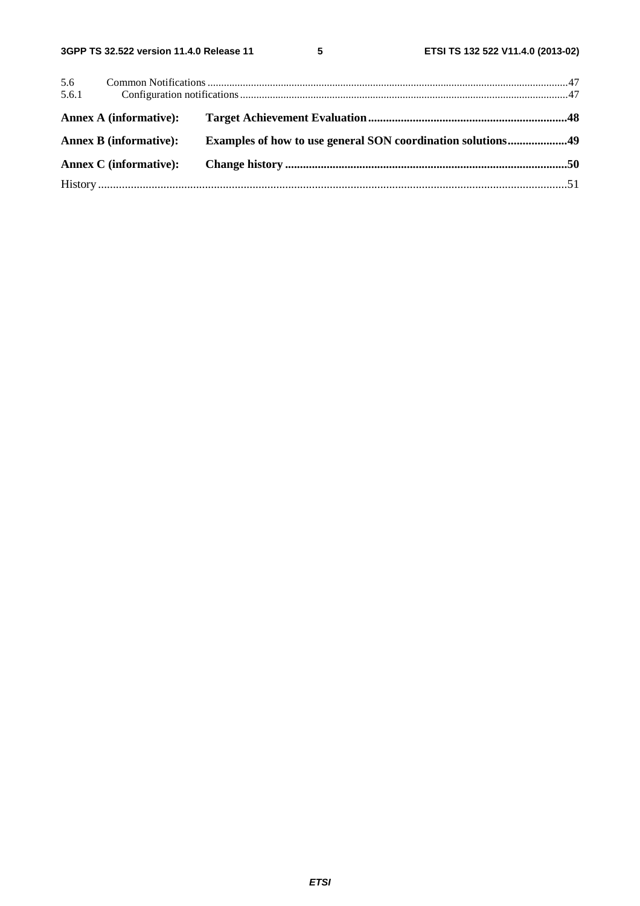5.6 Common Notifications .......................................................................................................................................47
5.6.1 Configuration notifications ...........................................................................................................................47

**Annex A (informative): Target Achievement Evaluation ..................................................................48**

**Annex B (informative): Examples of how to use general SON coordination solutions....................49**

**Annex C (informative): Change history ...............................................................................................50**

History ..............................................................................................................................................................51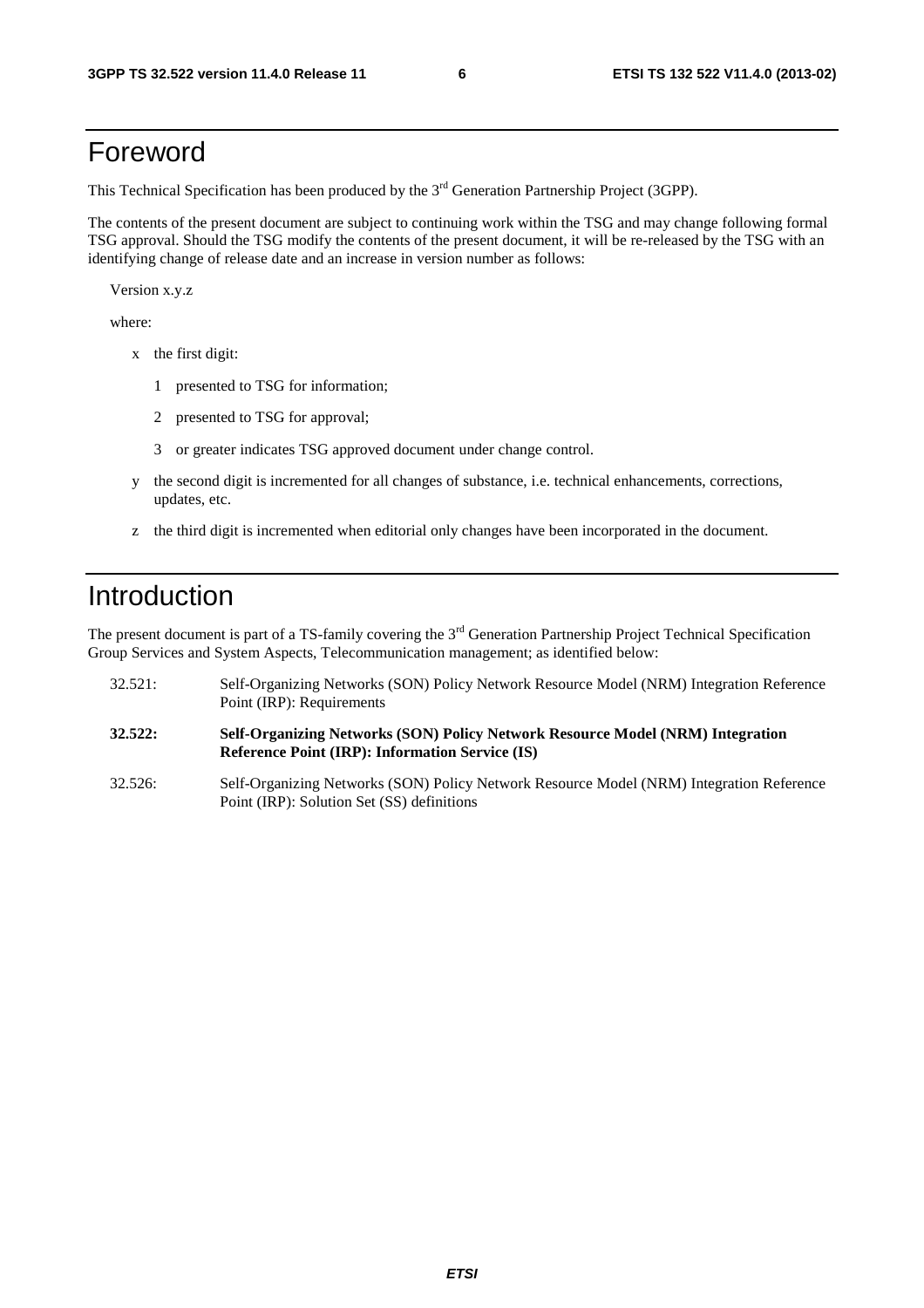# Foreword

This Technical Specification has been produced by the 3rd Generation Partnership Project (3GPP).

The contents of the present document are subject to continuing work within the TSG and may change following formal TSG approval. Should the TSG modify the contents of the present document, it will be re-released by the TSG with an identifying change of release date and an increase in version number as follows:

Version x.y.z

where:

- x the first digit:
  - 1 presented to TSG for information;
  - 2 presented to TSG for approval;
  - 3 or greater indicates TSG approved document under change control.
- y the second digit is incremented for all changes of substance, i.e. technical enhancements, corrections, updates, etc.
- z the third digit is incremented when editorial only changes have been incorporated in the document.

# Introduction

The present document is part of a TS-family covering the 3rd Generation Partnership Project Technical Specification Group Services and System Aspects, Telecommunication management; as identified below:

32.521: Self-Organizing Networks (SON) Policy Network Resource Model (NRM) Integration Reference Point (IRP): Requirements

**32.522: Self-Organizing Networks (SON) Policy Network Resource Model (NRM) Integration Reference Point (IRP): Information Service (IS)**

32.526: Self-Organizing Networks (SON) Policy Network Resource Model (NRM) Integration Reference Point (IRP): Solution Set (SS) definitions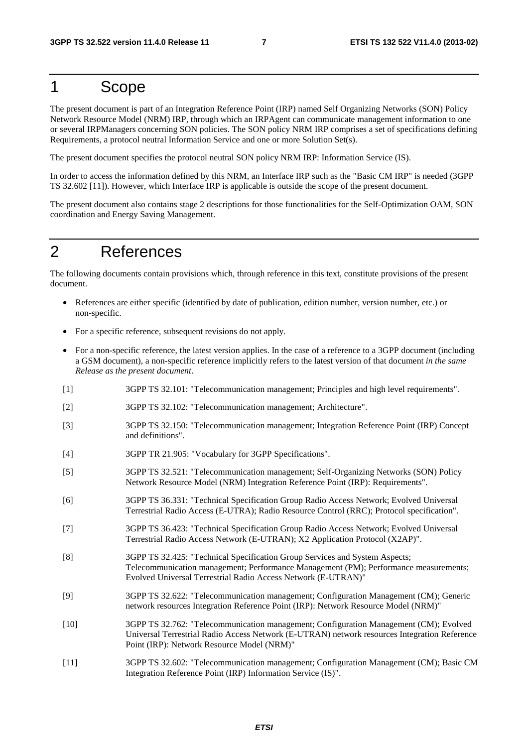# 1 Scope

The present document is part of an Integration Reference Point (IRP) named Self Organizing Networks (SON) Policy Network Resource Model (NRM) IRP, through which an IRPAgent can communicate management information to one or several IRPManagers concerning SON policies. The SON policy NRM IRP comprises a set of specifications defining Requirements, a protocol neutral Information Service and one or more Solution Set(s).

The present document specifies the protocol neutral SON policy NRM IRP: Information Service (IS).

In order to access the information defined by this NRM, an Interface IRP such as the "Basic CM IRP" is needed (3GPP TS 32.602 [11]). However, which Interface IRP is applicable is outside the scope of the present document.

The present document also contains stage 2 descriptions for those functionalities for the Self-Optimization OAM, SON coordination and Energy Saving Management.

# 2 References

The following documents contain provisions which, through reference in this text, constitute provisions of the present document.

- References are either specific (identified by date of publication, edition number, version number, etc.) or non-specific.
- For a specific reference, subsequent revisions do not apply.
- For a non-specific reference, the latest version applies. In the case of a reference to a 3GPP document (including a GSM document), a non-specific reference implicitly refers to the latest version of that document *in the same Release as the present document*.

[1] 3GPP TS 32.101: "Telecommunication management; Principles and high level requirements".

[2] 3GPP TS 32.102: "Telecommunication management; Architecture".

[3] 3GPP TS 32.150: "Telecommunication management; Integration Reference Point (IRP) Concept and definitions".

[4] 3GPP TR 21.905: "Vocabulary for 3GPP Specifications".

[5] 3GPP TS 32.521: "Telecommunication management; Self-Organizing Networks (SON) Policy Network Resource Model (NRM) Integration Reference Point (IRP): Requirements".

[6] 3GPP TS 36.331: "Technical Specification Group Radio Access Network; Evolved Universal Terrestrial Radio Access (E-UTRA); Radio Resource Control (RRC); Protocol specification".

[7] 3GPP TS 36.423: "Technical Specification Group Radio Access Network; Evolved Universal Terrestrial Radio Access Network (E-UTRAN); X2 Application Protocol (X2AP)".

[8] 3GPP TS 32.425: "Technical Specification Group Services and System Aspects; Telecommunication management; Performance Management (PM); Performance measurements; Evolved Universal Terrestrial Radio Access Network (E-UTRAN)"

[9] 3GPP TS 32.622: "Telecommunication management; Configuration Management (CM); Generic network resources Integration Reference Point (IRP): Network Resource Model (NRM)"

[10] 3GPP TS 32.762: "Telecommunication management; Configuration Management (CM); Evolved Universal Terrestrial Radio Access Network (E-UTRAN) network resources Integration Reference Point (IRP): Network Resource Model (NRM)"

[11] 3GPP TS 32.602: "Telecommunication management; Configuration Management (CM); Basic CM Integration Reference Point (IRP) Information Service (IS)".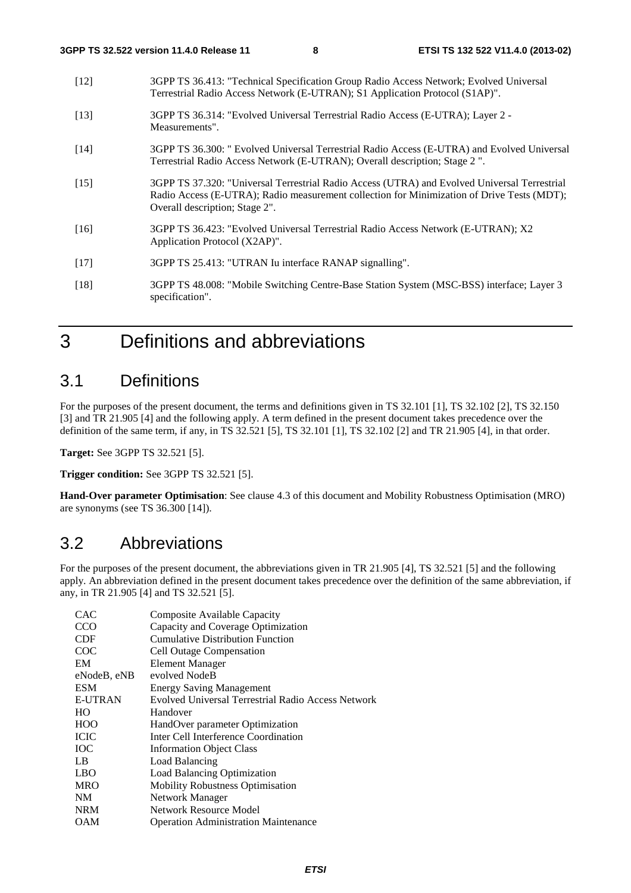[12] 3GPP TS 36.413: "Technical Specification Group Radio Access Network; Evolved Universal Terrestrial Radio Access Network (E-UTRAN); S1 Application Protocol (S1AP)".

[13] 3GPP TS 36.314: "Evolved Universal Terrestrial Radio Access (E-UTRA); Layer 2 - Measurements".

[14] 3GPP TS 36.300: " Evolved Universal Terrestrial Radio Access (E-UTRA) and Evolved Universal Terrestrial Radio Access Network (E-UTRAN); Overall description; Stage 2 ".

[15] 3GPP TS 37.320: "Universal Terrestrial Radio Access (UTRA) and Evolved Universal Terrestrial Radio Access (E-UTRA); Radio measurement collection for Minimization of Drive Tests (MDT); Overall description; Stage 2".

[16] 3GPP TS 36.423: "Evolved Universal Terrestrial Radio Access Network (E-UTRAN); X2 Application Protocol (X2AP)".

[17] 3GPP TS 25.413: "UTRAN Iu interface RANAP signalling".

[18] 3GPP TS 48.008: "Mobile Switching Centre-Base Station System (MSC-BSS) interface; Layer 3 specification".

# 3 Definitions and abbreviations

## 3.1 Definitions

For the purposes of the present document, the terms and definitions given in TS 32.101 [1], TS 32.102 [2], TS 32.150 [3] and TR 21.905 [4] and the following apply. A term defined in the present document takes precedence over the definition of the same term, if any, in TS 32.521 [5], TS 32.101 [1], TS 32.102 [2] and TR 21.905 [4], in that order.

**Target:** See 3GPP TS 32.521 [5].

**Trigger condition:** See 3GPP TS 32.521 [5].

**Hand-Over parameter Optimisation**: See clause 4.3 of this document and Mobility Robustness Optimisation (MRO) are synonyms (see TS 36.300 [14]).

## 3.2 Abbreviations

For the purposes of the present document, the abbreviations given in TR 21.905 [4], TS 32.521 [5] and the following apply. An abbreviation defined in the present document takes precedence over the definition of the same abbreviation, if any, in TR 21.905 [4] and TS 32.521 [5].

CAC Composite Available Capacity
CCO Capacity and Coverage Optimization
CDF Cumulative Distribution Function
COC Cell Outage Compensation
EM Element Manager
eNodeB, eNB evolved NodeB
ESM Energy Saving Management
E-UTRAN Evolved Universal Terrestrial Radio Access Network
HO Handover
HOO HandOver parameter Optimization
ICIC Inter Cell Interference Coordination
IOC Information Object Class
LB Load Balancing
LBO Load Balancing Optimization
MRO Mobility Robustness Optimisation
NM Network Manager
NRM Network Resource Model
OAM Operation Administration Maintenance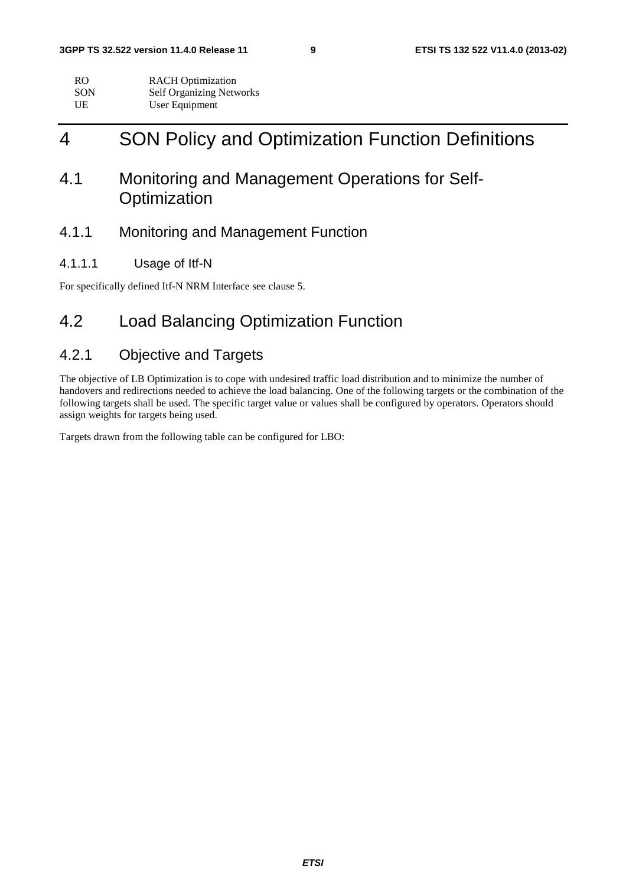| | |
|---|---|
| RO | RACH Optimization |
| SON | Self Organizing Networks |
| UE | User Equipment |

# 4 SON Policy and Optimization Function Definitions

## 4.1 Monitoring and Management Operations for Self-Optimization

### 4.1.1 Monitoring and Management Function

#### 4.1.1.1 Usage of Itf-N

For specifically defined Itf-N NRM Interface see clause 5.

## 4.2 Load Balancing Optimization Function

### 4.2.1 Objective and Targets

The objective of LB Optimization is to cope with undesired traffic load distribution and to minimize the number of handovers and redirections needed to achieve the load balancing. One of the following targets or the combination of the following targets shall be used. The specific target value or values shall be configured by operators. Operators should assign weights for targets being used.

Targets drawn from the following table can be configured for LBO: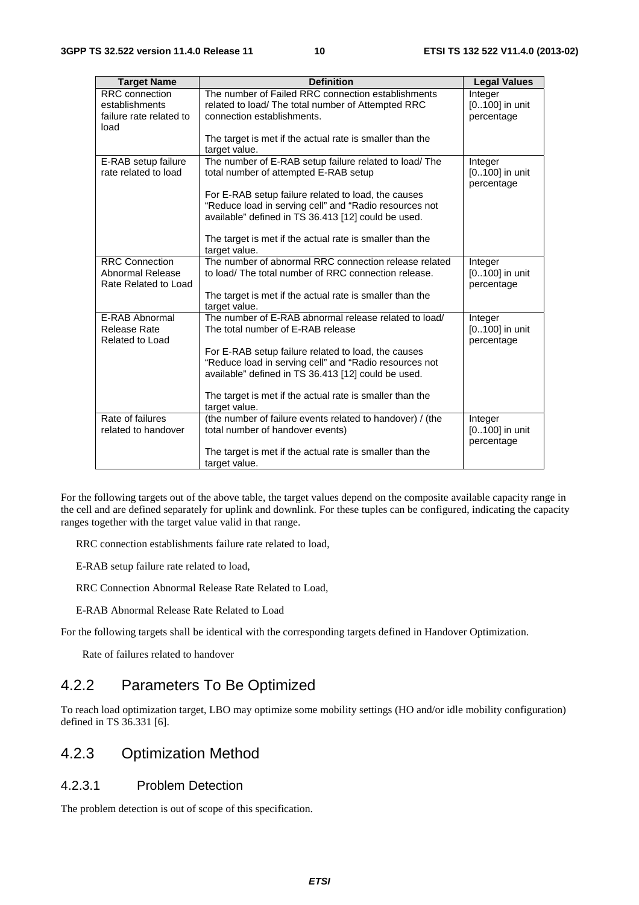| Target Name | Definition | Legal Values |
| --- | --- | --- |
| RRC connection establishments failure rate related to load | The number of Failed RRC connection establishments related to load/ The total number of Attempted RRC connection establishments.<br><br>The target is met if the actual rate is smaller than the target value. | Integer [0..100] in unit percentage |
| E-RAB setup failure rate related to load | The number of E-RAB setup failure related to load/ The total number of attempted E-RAB setup<br><br>For E-RAB setup failure related to load, the causes "Reduce load in serving cell" and "Radio resources not available" defined in TS 36.413 [12] could be used.<br><br>The target is met if the actual rate is smaller than the target value. | Integer [0..100] in unit percentage |
| RRC Connection Abnormal Release Rate Related to Load | The number of abnormal RRC connection release related to load/ The total number of RRC connection release.<br><br>The target is met if the actual rate is smaller than the target value. | Integer [0..100] in unit percentage |
| E-RAB Abnormal Release Rate Related to Load | The number of E-RAB abnormal release related to load/ The total number of E-RAB release<br><br>For E-RAB setup failure related to load, the causes "Reduce load in serving cell" and "Radio resources not available" defined in TS 36.413 [12] could be used.<br><br>The target is met if the actual rate is smaller than the target value. | Integer [0..100] in unit percentage |
| Rate of failures related to handover | (the number of failure events related to handover) / (the total number of handover events)<br><br>The target is met if the actual rate is smaller than the target value. | Integer [0..100] in unit percentage |

For the following targets out of the above table, the target values depend on the composite available capacity range in the cell and are defined separately for uplink and downlink. For these tuples can be configured, indicating the capacity ranges together with the target value valid in that range.

RRC connection establishments failure rate related to load,

E-RAB setup failure rate related to load,

RRC Connection Abnormal Release Rate Related to Load,

E-RAB Abnormal Release Rate Related to Load

For the following targets shall be identical with the corresponding targets defined in Handover Optimization.

Rate of failures related to handover

## 4.2.2 Parameters To Be Optimized

To reach load optimization target, LBO may optimize some mobility settings (HO and/or idle mobility configuration) defined in TS 36.331 [6].

## 4.2.3 Optimization Method

### 4.2.3.1 Problem Detection

The problem detection is out of scope of this specification.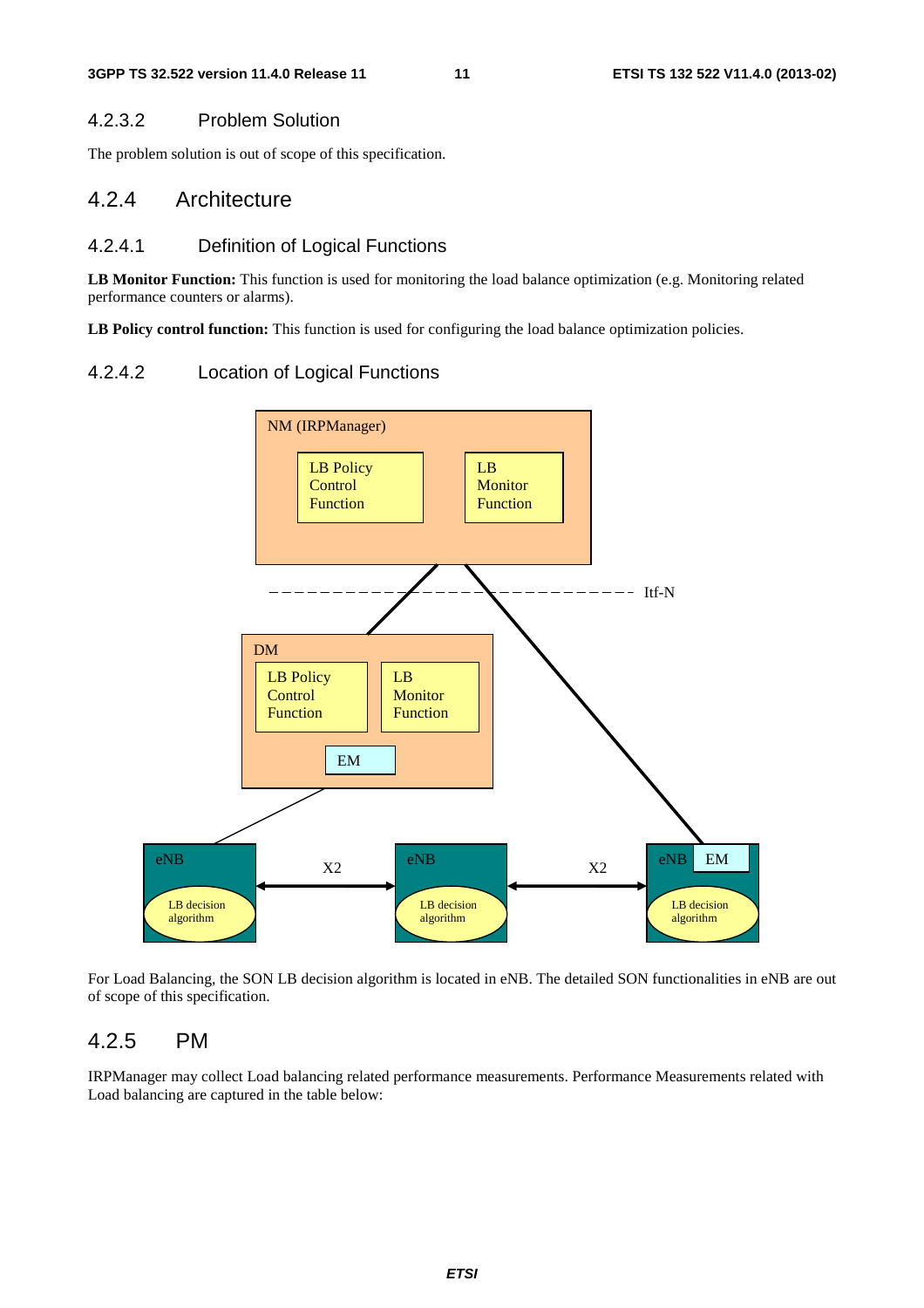#### 4.2.3.2 Problem Solution

The problem solution is out of scope of this specification.

### 4.2.4 Architecture

#### 4.2.4.1 Definition of Logical Functions

**LB Monitor Function:** This function is used for monitoring the load balance optimization (e.g. Monitoring related performance counters or alarms).

**LB Policy control function:** This function is used for configuring the load balance optimization policies.

#### 4.2.4.2 Location of Logical Functions

NM (IRPManager)

LB Policy Control Function

LB Monitor Function

Itf-N

DM

LB Policy Control Function

LB Monitor Function

EM

eNB

LB decision algorithm

X2

eNB

LB decision algorithm

X2

eNB

EM

LB decision algorithm

For Load Balancing, the SON LB decision algorithm is located in eNB. The detailed SON functionalities in eNB are out of scope of this specification.

### 4.2.5 PM

IRPManager may collect Load balancing related performance measurements. Performance Measurements related with Load balancing are captured in the table below: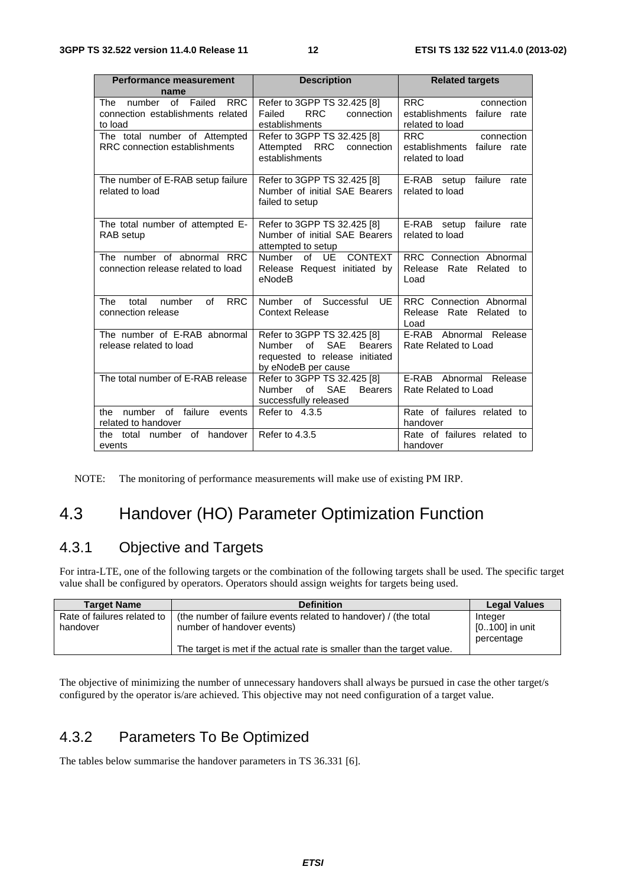| Performance measurement name | Description | Related targets |
| --- | --- | --- |
| The number of Failed RRC connection establishments related to load | Refer to 3GPP TS 32.425 [8] Failed RRC connection establishments | RRC connection establishments failure rate related to load |
| The total number of Attempted RRC connection establishments | Refer to 3GPP TS 32.425 [8] Attempted RRC connection establishments | RRC connection establishments failure rate related to load |
| The number of E-RAB setup failure related to load | Refer to 3GPP TS 32.425 [8] Number of initial SAE Bearers failed to setup | E-RAB setup failure rate related to load |
| The total number of attempted E-RAB setup | Refer to 3GPP TS 32.425 [8] Number of initial SAE Bearers attempted to setup | E-RAB setup failure rate related to load |
| The number of abnormal RRC connection release related to load | Number of UE CONTEXT Release Request initiated by eNodeB | RRC Connection Abnormal Release Rate Related to Load |
| The total number of RRC connection release | Number of Successful UE Context Release | RRC Connection Abnormal Release Rate Related to Load |
| The number of E-RAB abnormal release related to load | Refer to 3GPP TS 32.425 [8] Number of SAE Bearers requested to release initiated by eNodeB per cause | E-RAB Abnormal Release Rate Related to Load |
| The total number of E-RAB release | Refer to 3GPP TS 32.425 [8] Number of SAE Bearers successfully released | E-RAB Abnormal Release Rate Related to Load |
| the number of failure events related to handover | Refer to 4.3.5 | Rate of failures related to handover |
| the total number of handover events | Refer to 4.3.5 | Rate of failures related to handover |

NOTE: The monitoring of performance measurements will make use of existing PM IRP.

## 4.3 Handover (HO) Parameter Optimization Function

### 4.3.1 Objective and Targets

For intra-LTE, one of the following targets or the combination of the following targets shall be used. The specific target value shall be configured by operators. Operators should assign weights for targets being used.

| Target Name | Definition | Legal Values |
| --- | --- | --- |
| Rate of failures related to handover | (the number of failure events related to handover) / (the total number of handover events)<br><br>The target is met if the actual rate is smaller than the target value. | Integer [0..100] in unit percentage |

The objective of minimizing the number of unnecessary handovers shall always be pursued in case the other target/s configured by the operator is/are achieved. This objective may not need configuration of a target value.

### 4.3.2 Parameters To Be Optimized

The tables below summarise the handover parameters in TS 36.331 [6].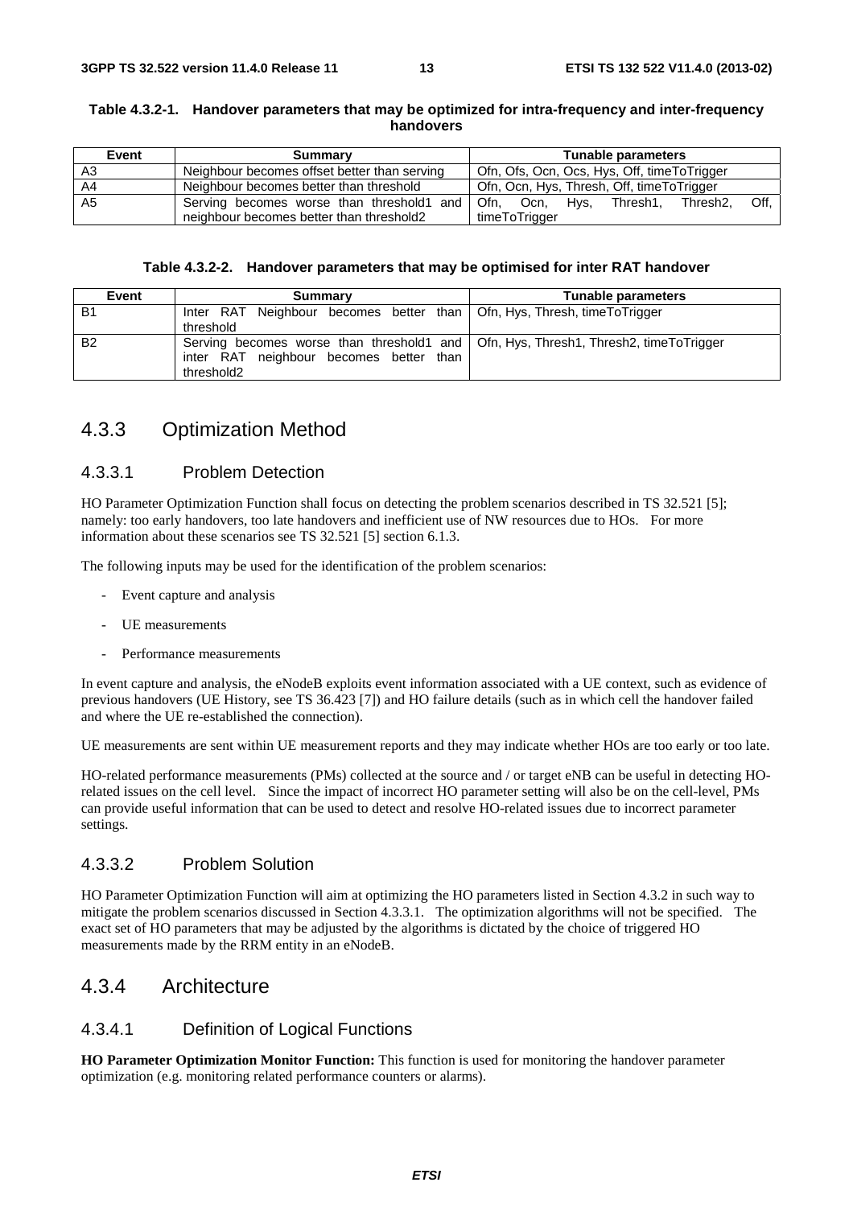**Table 4.3.2-1. Handover parameters that may be optimized for intra-frequency and inter-frequency handovers**

| Event | Summary | Tunable parameters |
|---|---|---|
| A3 | Neighbour becomes offset better than serving | Ofn, Ofs, Ocn, Ocs, Hys, Off, timeToTrigger |
| A4 | Neighbour becomes better than threshold | Ofn, Ocn, Hys, Thresh, Off, timeToTrigger |
| A5 | Serving becomes worse than threshold1 and neighbour becomes better than threshold2 | Ofn, Ocn, Hys, Thresh1, Thresh2, Off, timeToTrigger |

**Table 4.3.2-2. Handover parameters that may be optimised for inter RAT handover**

| Event | Summary | Tunable parameters |
|---|---|---|
| B1 | Inter RAT Neighbour becomes better than threshold | Ofn, Hys, Thresh, timeToTrigger |
| B2 | Serving becomes worse than threshold1 and inter RAT neighbour becomes better than threshold2 | Ofn, Hys, Thresh1, Thresh2, timeToTrigger |

## 4.3.3 Optimization Method

### 4.3.3.1 Problem Detection

HO Parameter Optimization Function shall focus on detecting the problem scenarios described in TS 32.521 [5]; namely: too early handovers, too late handovers and inefficient use of NW resources due to HOs. For more information about these scenarios see TS 32.521 [5] section 6.1.3.

The following inputs may be used for the identification of the problem scenarios:

- Event capture and analysis
- UE measurements
- Performance measurements

In event capture and analysis, the eNodeB exploits event information associated with a UE context, such as evidence of previous handovers (UE History, see TS 36.423 [7]) and HO failure details (such as in which cell the handover failed and where the UE re-established the connection).

UE measurements are sent within UE measurement reports and they may indicate whether HOs are too early or too late.

HO-related performance measurements (PMs) collected at the source and / or target eNB can be useful in detecting HO-related issues on the cell level. Since the impact of incorrect HO parameter setting will also be on the cell-level, PMs can provide useful information that can be used to detect and resolve HO-related issues due to incorrect parameter settings.

### 4.3.3.2 Problem Solution

HO Parameter Optimization Function will aim at optimizing the HO parameters listed in Section 4.3.2 in such way to mitigate the problem scenarios discussed in Section 4.3.3.1. The optimization algorithms will not be specified. The exact set of HO parameters that may be adjusted by the algorithms is dictated by the choice of triggered HO measurements made by the RRM entity in an eNodeB.

## 4.3.4 Architecture

### 4.3.4.1 Definition of Logical Functions

**HO Parameter Optimization Monitor Function:** This function is used for monitoring the handover parameter optimization (e.g. monitoring related performance counters or alarms).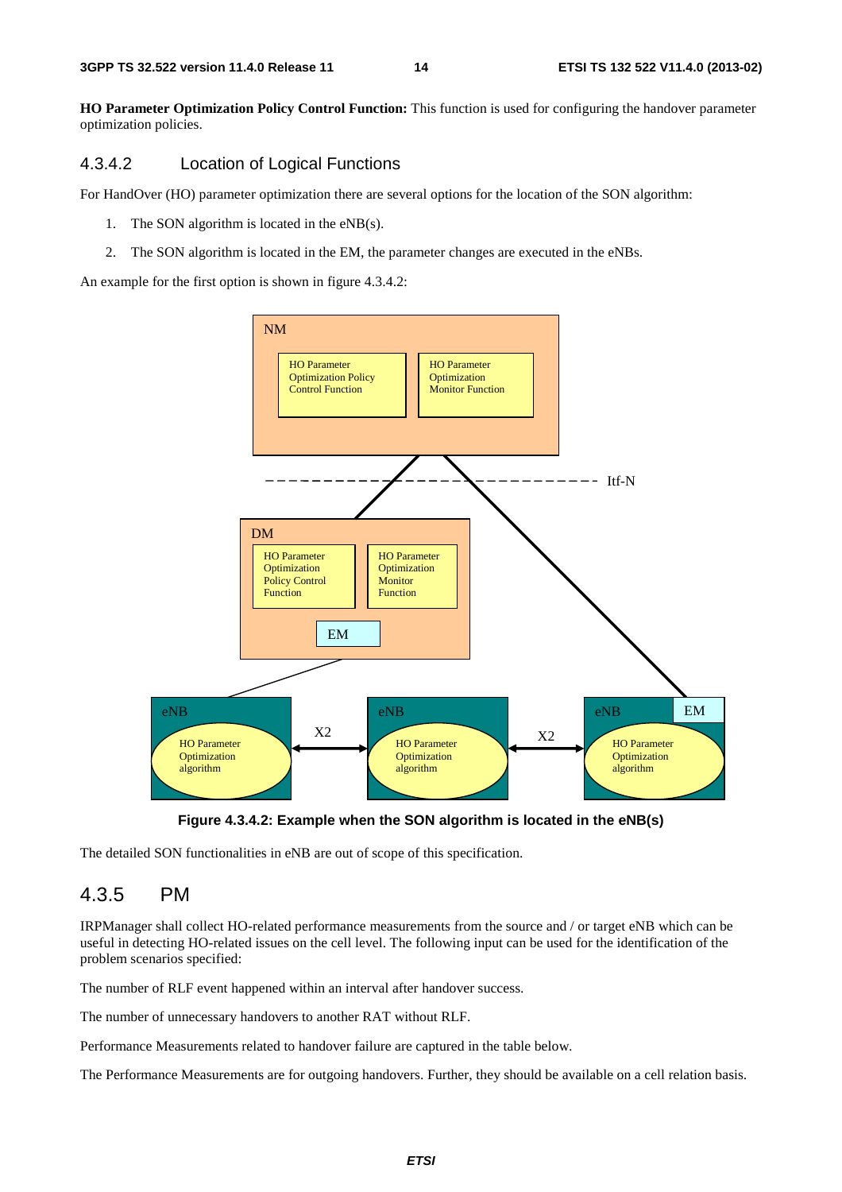**HO Parameter Optimization Policy Control Function:** This function is used for configuring the handover parameter optimization policies.

### 4.3.4.2 Location of Logical Functions

For HandOver (HO) parameter optimization there are several options for the location of the SON algorithm:

1. The SON algorithm is located in the eNB(s).
2. The SON algorithm is located in the EM, the parameter changes are executed in the eNBs.

An example for the first option is shown in figure 4.3.4.2:

**Figure 4.3.4.2: Example when the SON algorithm is located in the eNB(s)**

The detailed SON functionalities in eNB are out of scope of this specification.

## 4.3.5 PM

IRPManager shall collect HO-related performance measurements from the source and / or target eNB which can be useful in detecting HO-related issues on the cell level. The following input can be used for the identification of the problem scenarios specified:

The number of RLF event happened within an interval after handover success.

The number of unnecessary handovers to another RAT without RLF.

Performance Measurements related to handover failure are captured in the table below.

The Performance Measurements are for outgoing handovers. Further, they should be available on a cell relation basis.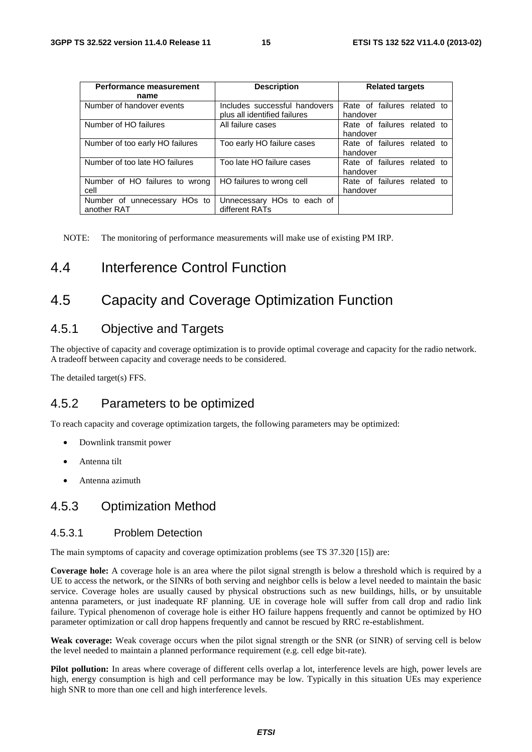| Performance measurement name | Description | Related targets |
|---|---|---|
| Number of handover events | Includes successful handovers plus all identified failures | Rate of failures related to handover |
| Number of HO failures | All failure cases | Rate of failures related to handover |
| Number of too early HO failures | Too early HO failure cases | Rate of failures related to handover |
| Number of too late HO failures | Too late HO failure cases | Rate of failures related to handover |
| Number of HO failures to wrong cell | HO failures to wrong cell | Rate of failures related to handover |
| Number of unnecessary HOs to another RAT | Unnecessary HOs to each of different RATs | |

NOTE: The monitoring of performance measurements will make use of existing PM IRP.

## 4.4 Interference Control Function

## 4.5 Capacity and Coverage Optimization Function

### 4.5.1 Objective and Targets

The objective of capacity and coverage optimization is to provide optimal coverage and capacity for the radio network. A tradeoff between capacity and coverage needs to be considered.

The detailed target(s) FFS.

### 4.5.2 Parameters to be optimized

To reach capacity and coverage optimization targets, the following parameters may be optimized:

- Downlink transmit power
- Antenna tilt
- Antenna azimuth

### 4.5.3 Optimization Method

#### 4.5.3.1 Problem Detection

The main symptoms of capacity and coverage optimization problems (see TS 37.320 [15]) are:

**Coverage hole:** A coverage hole is an area where the pilot signal strength is below a threshold which is required by a UE to access the network, or the SINRs of both serving and neighbor cells is below a level needed to maintain the basic service. Coverage holes are usually caused by physical obstructions such as new buildings, hills, or by unsuitable antenna parameters, or just inadequate RF planning. UE in coverage hole will suffer from call drop and radio link failure. Typical phenomenon of coverage hole is either HO failure happens frequently and cannot be optimized by HO parameter optimization or call drop happens frequently and cannot be rescued by RRC re-establishment.

**Weak coverage:** Weak coverage occurs when the pilot signal strength or the SNR (or SINR) of serving cell is below the level needed to maintain a planned performance requirement (e.g. cell edge bit-rate).

**Pilot pollution:** In areas where coverage of different cells overlap a lot, interference levels are high, power levels are high, energy consumption is high and cell performance may be low. Typically in this situation UEs may experience high SNR to more than one cell and high interference levels.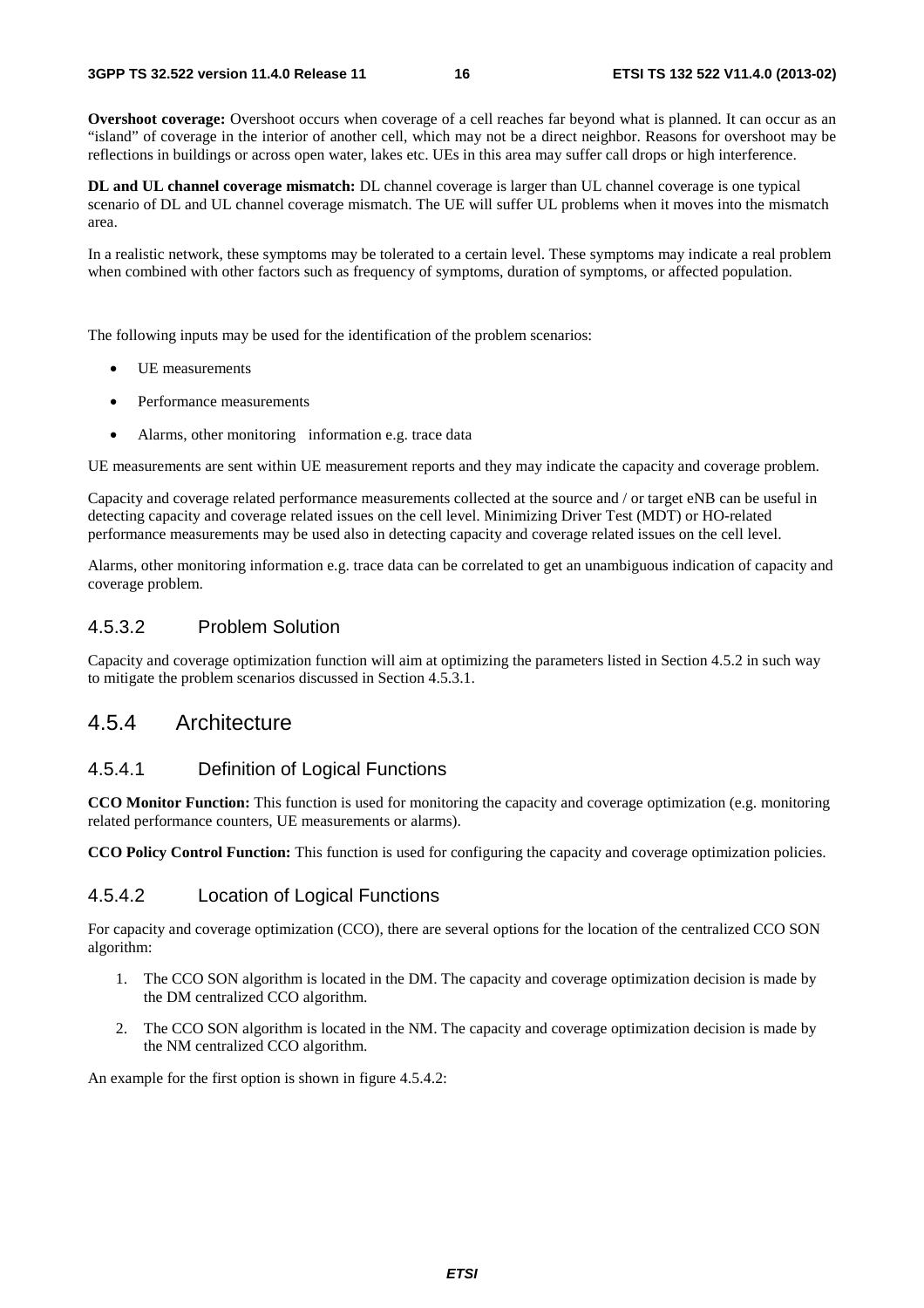**Overshoot coverage:** Overshoot occurs when coverage of a cell reaches far beyond what is planned. It can occur as an "island" of coverage in the interior of another cell, which may not be a direct neighbor. Reasons for overshoot may be reflections in buildings or across open water, lakes etc. UEs in this area may suffer call drops or high interference.

**DL and UL channel coverage mismatch:** DL channel coverage is larger than UL channel coverage is one typical scenario of DL and UL channel coverage mismatch. The UE will suffer UL problems when it moves into the mismatch area.

In a realistic network, these symptoms may be tolerated to a certain level. These symptoms may indicate a real problem when combined with other factors such as frequency of symptoms, duration of symptoms, or affected population.

The following inputs may be used for the identification of the problem scenarios:

- UE measurements
- Performance measurements
- Alarms, other monitoring information e.g. trace data

UE measurements are sent within UE measurement reports and they may indicate the capacity and coverage problem.

Capacity and coverage related performance measurements collected at the source and / or target eNB can be useful in detecting capacity and coverage related issues on the cell level. Minimizing Driver Test (MDT) or HO-related performance measurements may be used also in detecting capacity and coverage related issues on the cell level.

Alarms, other monitoring information e.g. trace data can be correlated to get an unambiguous indication of capacity and coverage problem.

#### 4.5.3.2 Problem Solution

Capacity and coverage optimization function will aim at optimizing the parameters listed in Section 4.5.2 in such way to mitigate the problem scenarios discussed in Section 4.5.3.1.

### 4.5.4 Architecture

#### 4.5.4.1 Definition of Logical Functions

**CCO Monitor Function:** This function is used for monitoring the capacity and coverage optimization (e.g. monitoring related performance counters, UE measurements or alarms).

**CCO Policy Control Function:** This function is used for configuring the capacity and coverage optimization policies.

#### 4.5.4.2 Location of Logical Functions

For capacity and coverage optimization (CCO), there are several options for the location of the centralized CCO SON algorithm:

1. The CCO SON algorithm is located in the DM. The capacity and coverage optimization decision is made by the DM centralized CCO algorithm.
2. The CCO SON algorithm is located in the NM. The capacity and coverage optimization decision is made by the NM centralized CCO algorithm.

An example for the first option is shown in figure 4.5.4.2: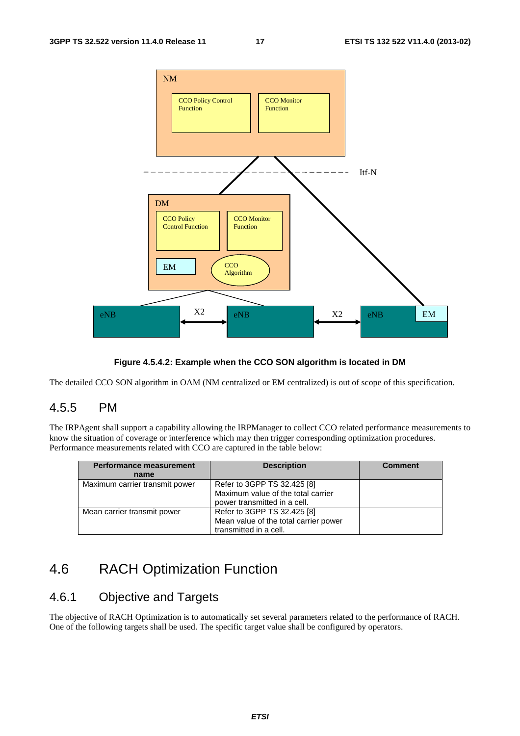**Figure 4.5.4.2: Example when the CCO SON algorithm is located in DM**

The detailed CCO SON algorithm in OAM (NM centralized or EM centralized) is out of scope of this specification.

### 4.5.5 PM

The IRPAgent shall support a capability allowing the IRPManager to collect CCO related performance measurements to know the situation of coverage or interference which may then trigger corresponding optimization procedures. Performance measurements related with CCO are captured in the table below:

| Performance measurement name | Description | Comment |
|---|---|---|
| Maximum carrier transmit power | Refer to 3GPP TS 32.425 [8] Maximum value of the total carrier power transmitted in a cell. | |
| Mean carrier transmit power | Refer to 3GPP TS 32.425 [8] Mean value of the total carrier power transmitted in a cell. | |

## 4.6 RACH Optimization Function

### 4.6.1 Objective and Targets

The objective of RACH Optimization is to automatically set several parameters related to the performance of RACH. One of the following targets shall be used. The specific target value shall be configured by operators.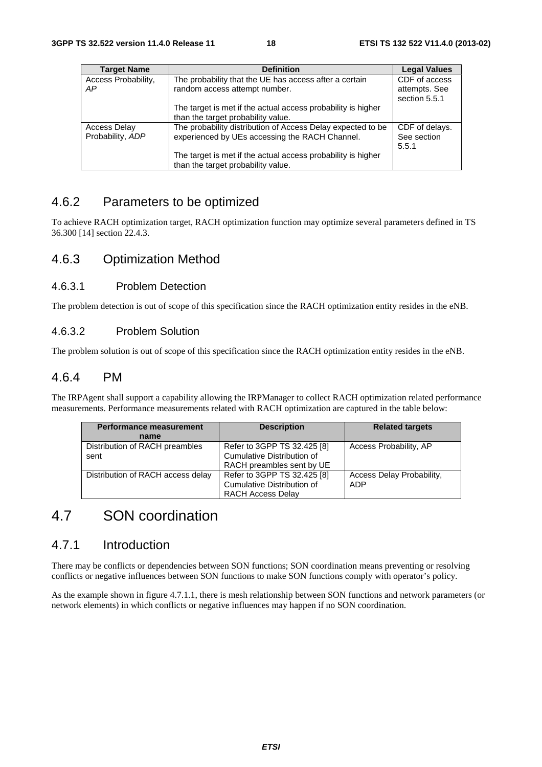| Target Name | Definition | Legal Values |
| --- | --- | --- |
| Access Probability, *AP* | The probability that the UE has access after a certain random access attempt number.<br><br>The target is met if the actual access probability is higher than the target probability value. | CDF of access attempts. See section 5.5.1 |
| Access Delay Probability, *ADP* | The probability distribution of Access Delay expected to be experienced by UEs accessing the RACH Channel.<br><br>The target is met if the actual access probability is higher than the target probability value. | CDF of delays. See section 5.5.1 |

### 4.6.2 Parameters to be optimized

To achieve RACH optimization target, RACH optimization function may optimize several parameters defined in TS 36.300 [14] section 22.4.3.

### 4.6.3 Optimization Method

#### 4.6.3.1 Problem Detection

The problem detection is out of scope of this specification since the RACH optimization entity resides in the eNB.

#### 4.6.3.2 Problem Solution

The problem solution is out of scope of this specification since the RACH optimization entity resides in the eNB.

### 4.6.4 PM

The IRPAgent shall support a capability allowing the IRPManager to collect RACH optimization related performance measurements. Performance measurements related with RACH optimization are captured in the table below:

| Performance measurement name | Description | Related targets |
| --- | --- | --- |
| Distribution of RACH preambles sent | Refer to 3GPP TS 32.425 [8] Cumulative Distribution of RACH preambles sent by UE | Access Probability, AP |
| Distribution of RACH access delay | Refer to 3GPP TS 32.425 [8] Cumulative Distribution of RACH Access Delay | Access Delay Probability, ADP |

## 4.7 SON coordination

### 4.7.1 Introduction

There may be conflicts or dependencies between SON functions; SON coordination means preventing or resolving conflicts or negative influences between SON functions to make SON functions comply with operator's policy.

As the example shown in figure 4.7.1.1, there is mesh relationship between SON functions and network parameters (or network elements) in which conflicts or negative influences may happen if no SON coordination.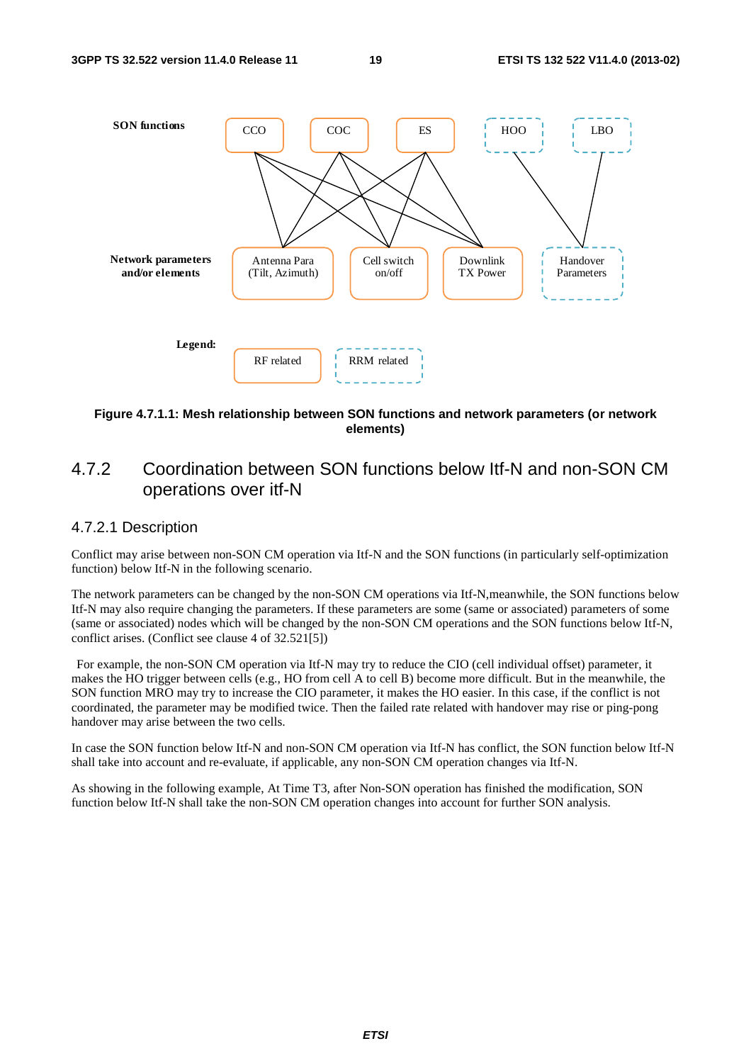Figure 4.7.1.1: Mesh relationship between SON functions and network parameters (or network elements)

### 4.7.2 Coordination between SON functions below Itf-N and non-SON CM operations over itf-N

#### 4.7.2.1 Description

Conflict may arise between non-SON CM operation via Itf-N and the SON functions (in particularly self-optimization function) below Itf-N in the following scenario.

The network parameters can be changed by the non-SON CM operations via Itf-N,meanwhile, the SON functions below Itf-N may also require changing the parameters. If these parameters are some (same or associated) parameters of some (same or associated) nodes which will be changed by the non-SON CM operations and the SON functions below Itf-N, conflict arises. (Conflict see clause 4 of 32.521[5])

For example, the non-SON CM operation via Itf-N may try to reduce the CIO (cell individual offset) parameter, it makes the HO trigger between cells (e.g., HO from cell A to cell B) become more difficult. But in the meanwhile, the SON function MRO may try to increase the CIO parameter, it makes the HO easier. In this case, if the conflict is not coordinated, the parameter may be modified twice. Then the failed rate related with handover may rise or ping-pong handover may arise between the two cells.

In case the SON function below Itf-N and non-SON CM operation via Itf-N has conflict, the SON function below Itf-N shall take into account and re-evaluate, if applicable, any non-SON CM operation changes via Itf-N.

As showing in the following example, At Time T3, after Non-SON operation has finished the modification, SON function below Itf-N shall take the non-SON CM operation changes into account for further SON analysis.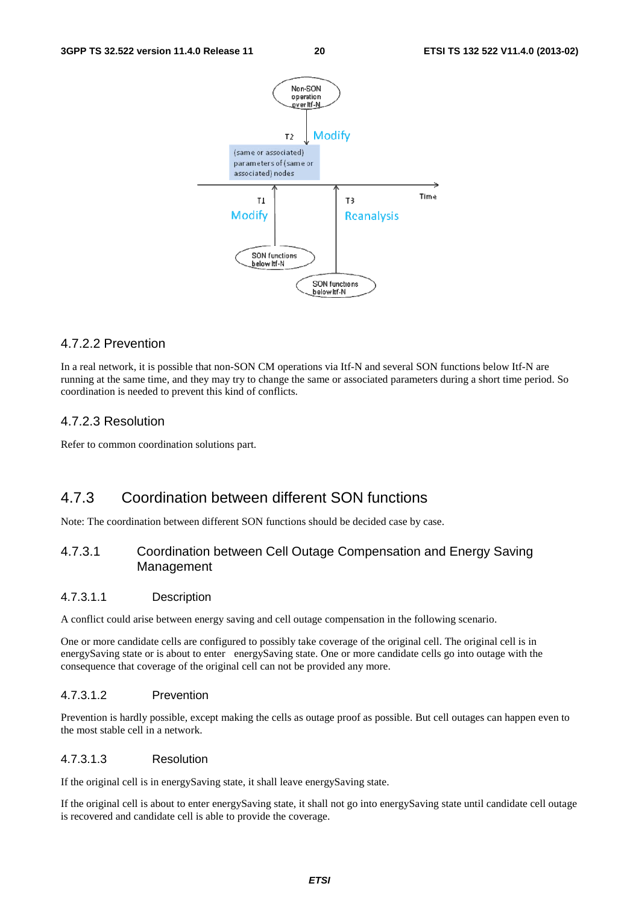#### 4.7.2.2 Prevention

In a real network, it is possible that non-SON CM operations via Itf-N and several SON functions below Itf-N are running at the same time, and they may try to change the same or associated parameters during a short time period. So coordination is needed to prevent this kind of conflicts.

#### 4.7.2.3 Resolution

Refer to common coordination solutions part.

### 4.7.3 Coordination between different SON functions

Note: The coordination between different SON functions should be decided case by case.

#### 4.7.3.1 Coordination between Cell Outage Compensation and Energy Saving Management

##### 4.7.3.1.1 Description

A conflict could arise between energy saving and cell outage compensation in the following scenario.

One or more candidate cells are configured to possibly take coverage of the original cell. The original cell is in energySaving state or is about to enter energySaving state. One or more candidate cells go into outage with the consequence that coverage of the original cell can not be provided any more.

##### 4.7.3.1.2 Prevention

Prevention is hardly possible, except making the cells as outage proof as possible. But cell outages can happen even to the most stable cell in a network.

##### 4.7.3.1.3 Resolution

If the original cell is in energySaving state, it shall leave energySaving state.

If the original cell is about to enter energySaving state, it shall not go into energySaving state until candidate cell outage is recovered and candidate cell is able to provide the coverage.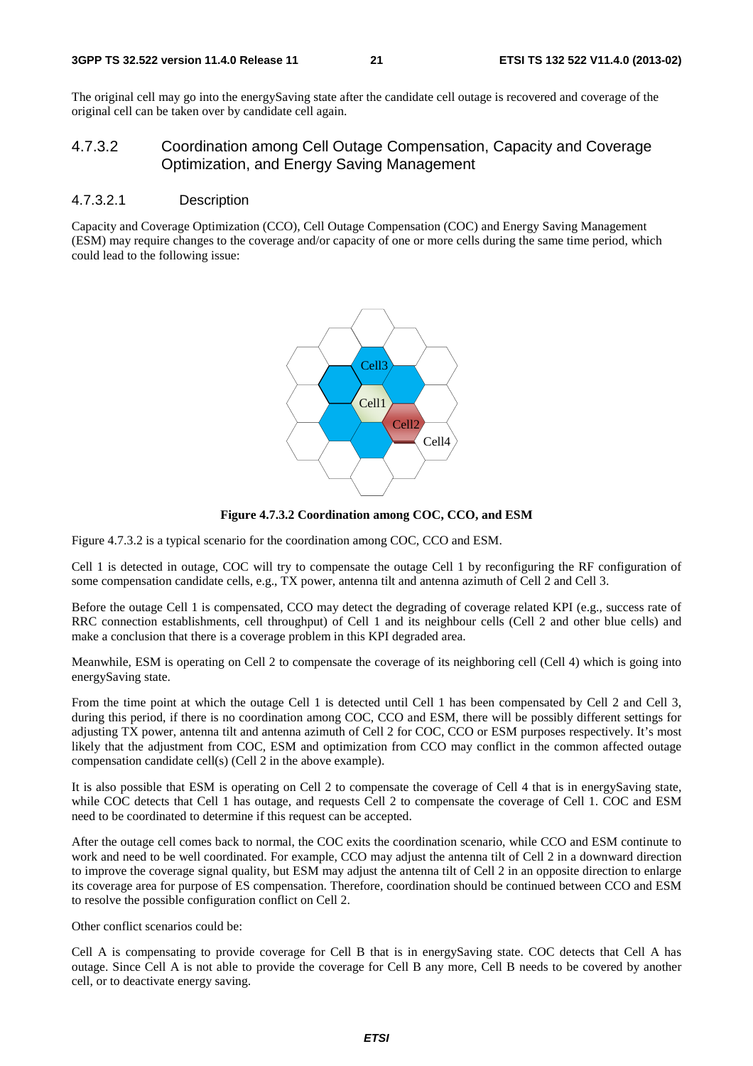The original cell may go into the energySaving state after the candidate cell outage is recovered and coverage of the original cell can be taken over by candidate cell again.

#### 4.7.3.2 Coordination among Cell Outage Compensation, Capacity and Coverage Optimization, and Energy Saving Management

##### 4.7.3.2.1 Description

Capacity and Coverage Optimization (CCO), Cell Outage Compensation (COC) and Energy Saving Management (ESM) may require changes to the coverage and/or capacity of one or more cells during the same time period, which could lead to the following issue:

**Figure 4.7.3.2 Coordination among COC, CCO, and ESM**

Figure 4.7.3.2 is a typical scenario for the coordination among COC, CCO and ESM.

Cell 1 is detected in outage, COC will try to compensate the outage Cell 1 by reconfiguring the RF configuration of some compensation candidate cells, e.g., TX power, antenna tilt and antenna azimuth of Cell 2 and Cell 3.

Before the outage Cell 1 is compensated, CCO may detect the degrading of coverage related KPI (e.g., success rate of RRC connection establishments, cell throughput) of Cell 1 and its neighbour cells (Cell 2 and other blue cells) and make a conclusion that there is a coverage problem in this KPI degraded area.

Meanwhile, ESM is operating on Cell 2 to compensate the coverage of its neighboring cell (Cell 4) which is going into energySaving state.

From the time point at which the outage Cell 1 is detected until Cell 1 has been compensated by Cell 2 and Cell 3, during this period, if there is no coordination among COC, CCO and ESM, there will be possibly different settings for adjusting TX power, antenna tilt and antenna azimuth of Cell 2 for COC, CCO or ESM purposes respectively. It's most likely that the adjustment from COC, ESM and optimization from CCO may conflict in the common affected outage compensation candidate cell(s) (Cell 2 in the above example).

It is also possible that ESM is operating on Cell 2 to compensate the coverage of Cell 4 that is in energySaving state, while COC detects that Cell 1 has outage, and requests Cell 2 to compensate the coverage of Cell 1. COC and ESM need to be coordinated to determine if this request can be accepted.

After the outage cell comes back to normal, the COC exits the coordination scenario, while CCO and ESM continute to work and need to be well coordinated. For example, CCO may adjust the antenna tilt of Cell 2 in a downward direction to improve the coverage signal quality, but ESM may adjust the antenna tilt of Cell 2 in an opposite direction to enlarge its coverage area for purpose of ES compensation. Therefore, coordination should be continued between CCO and ESM to resolve the possible configuration conflict on Cell 2.

Other conflict scenarios could be:

Cell A is compensating to provide coverage for Cell B that is in energySaving state. COC detects that Cell A has outage. Since Cell A is not able to provide the coverage for Cell B any more, Cell B needs to be covered by another cell, or to deactivate energy saving.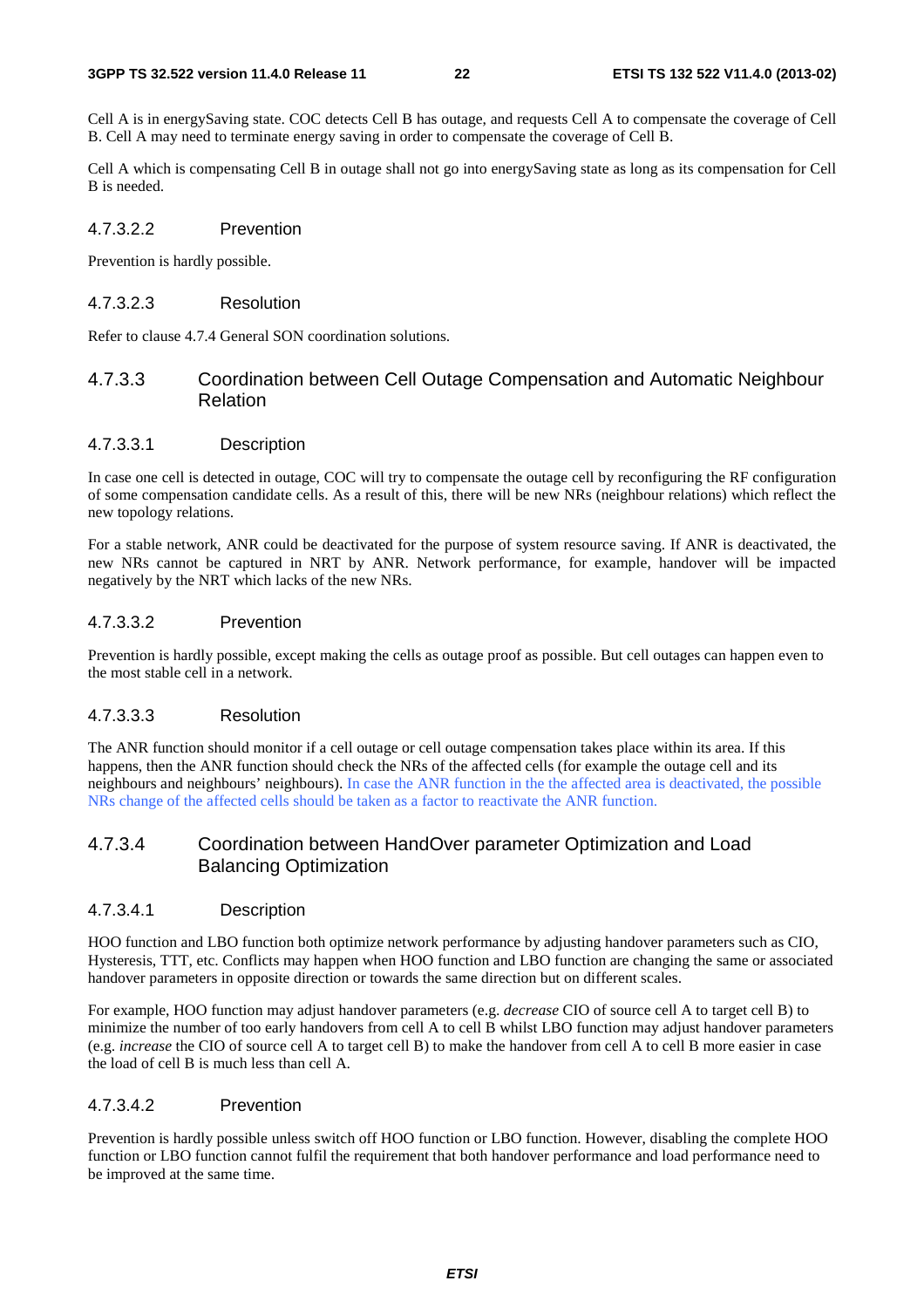Cell A is in energySaving state. COC detects Cell B has outage, and requests Cell A to compensate the coverage of Cell B. Cell A may need to terminate energy saving in order to compensate the coverage of Cell B.

Cell A which is compensating Cell B in outage shall not go into energySaving state as long as its compensation for Cell B is needed.

##### 4.7.3.2.2 Prevention

Prevention is hardly possible.

##### 4.7.3.2.3 Resolution

Refer to clause 4.7.4 General SON coordination solutions.

#### 4.7.3.3 Coordination between Cell Outage Compensation and Automatic Neighbour Relation

##### 4.7.3.3.1 Description

In case one cell is detected in outage, COC will try to compensate the outage cell by reconfiguring the RF configuration of some compensation candidate cells. As a result of this, there will be new NRs (neighbour relations) which reflect the new topology relations.

For a stable network, ANR could be deactivated for the purpose of system resource saving. If ANR is deactivated, the new NRs cannot be captured in NRT by ANR. Network performance, for example, handover will be impacted negatively by the NRT which lacks of the new NRs.

##### 4.7.3.3.2 Prevention

Prevention is hardly possible, except making the cells as outage proof as possible. But cell outages can happen even to the most stable cell in a network.

##### 4.7.3.3.3 Resolution

The ANR function should monitor if a cell outage or cell outage compensation takes place within its area. If this happens, then the ANR function should check the NRs of the affected cells (for example the outage cell and its neighbours and neighbours' neighbours). In case the ANR function in the the affected area is deactivated, the possible NRs change of the affected cells should be taken as a factor to reactivate the ANR function.

#### 4.7.3.4 Coordination between HandOver parameter Optimization and Load Balancing Optimization

##### 4.7.3.4.1 Description

HOO function and LBO function both optimize network performance by adjusting handover parameters such as CIO, Hysteresis, TTT, etc. Conflicts may happen when HOO function and LBO function are changing the same or associated handover parameters in opposite direction or towards the same direction but on different scales.

For example, HOO function may adjust handover parameters (e.g. *decrease* CIO of source cell A to target cell B) to minimize the number of too early handovers from cell A to cell B whilst LBO function may adjust handover parameters (e.g. *increase* the CIO of source cell A to target cell B) to make the handover from cell A to cell B more easier in case the load of cell B is much less than cell A.

##### 4.7.3.4.2 Prevention

Prevention is hardly possible unless switch off HOO function or LBO function. However, disabling the complete HOO function or LBO function cannot fulfil the requirement that both handover performance and load performance need to be improved at the same time.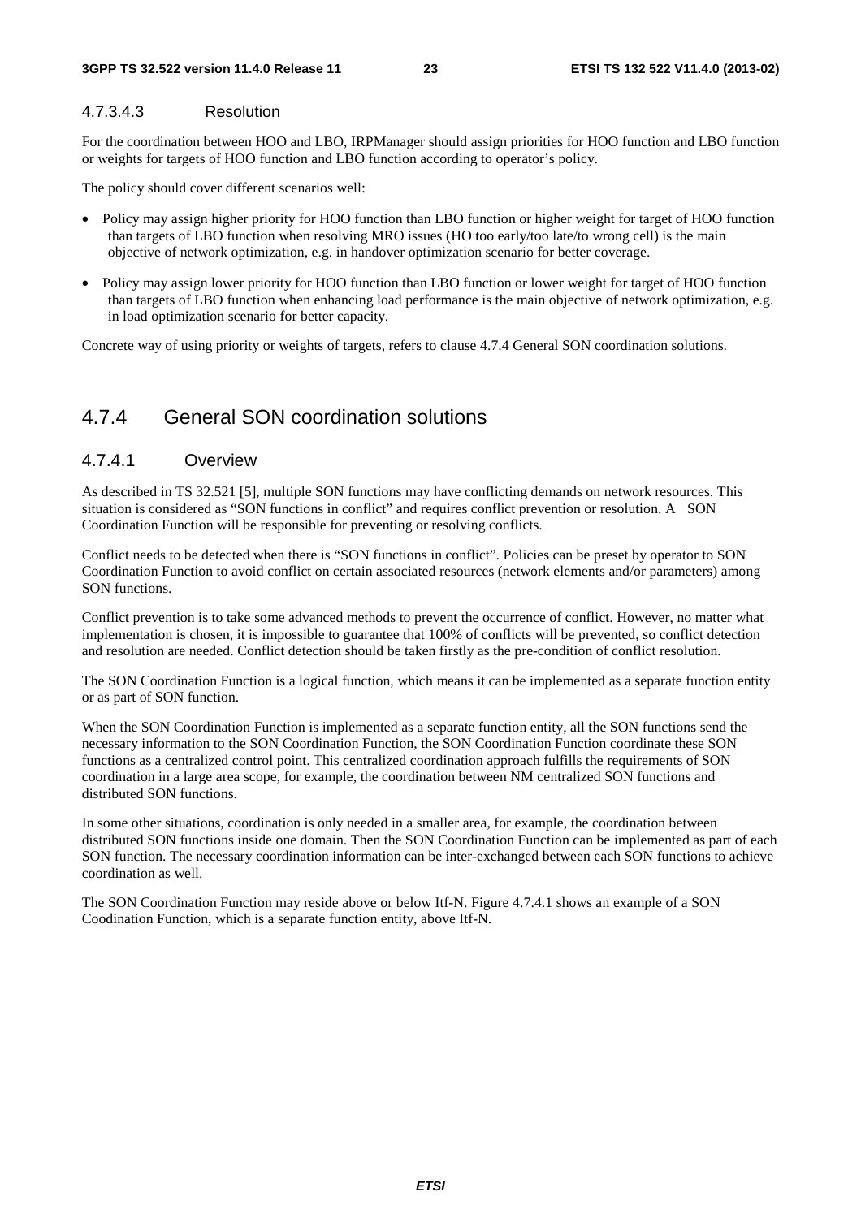#### 4.7.3.4.3 Resolution

For the coordination between HOO and LBO, IRPManager should assign priorities for HOO function and LBO function or weights for targets of HOO function and LBO function according to operator's policy.

The policy should cover different scenarios well:

- Policy may assign higher priority for HOO function than LBO function or higher weight for target of HOO function than targets of LBO function when resolving MRO issues (HO too early/too late/to wrong cell) is the main objective of network optimization, e.g. in handover optimization scenario for better coverage.
- Policy may assign lower priority for HOO function than LBO function or lower weight for target of HOO function than targets of LBO function when enhancing load performance is the main objective of network optimization, e.g. in load optimization scenario for better capacity.

Concrete way of using priority or weights of targets, refers to clause 4.7.4 General SON coordination solutions.

## 4.7.4 General SON coordination solutions

### 4.7.4.1 Overview

As described in TS 32.521 [5], multiple SON functions may have conflicting demands on network resources. This situation is considered as "SON functions in conflict" and requires conflict prevention or resolution. A SON Coordination Function will be responsible for preventing or resolving conflicts.

Conflict needs to be detected when there is "SON functions in conflict". Policies can be preset by operator to SON Coordination Function to avoid conflict on certain associated resources (network elements and/or parameters) among SON functions.

Conflict prevention is to take some advanced methods to prevent the occurrence of conflict. However, no matter what implementation is chosen, it is impossible to guarantee that 100% of conflicts will be prevented, so conflict detection and resolution are needed. Conflict detection should be taken firstly as the pre-condition of conflict resolution.

The SON Coordination Function is a logical function, which means it can be implemented as a separate function entity or as part of SON function.

When the SON Coordination Function is implemented as a separate function entity, all the SON functions send the necessary information to the SON Coordination Function, the SON Coordination Function coordinate these SON functions as a centralized control point. This centralized coordination approach fulfills the requirements of SON coordination in a large area scope, for example, the coordination between NM centralized SON functions and distributed SON functions.

In some other situations, coordination is only needed in a smaller area, for example, the coordination between distributed SON functions inside one domain. Then the SON Coordination Function can be implemented as part of each SON function. The necessary coordination information can be inter-exchanged between each SON functions to achieve coordination as well.

The SON Coordination Function may reside above or below Itf-N. Figure 4.7.4.1 shows an example of a SON Coodination Function, which is a separate function entity, above Itf-N.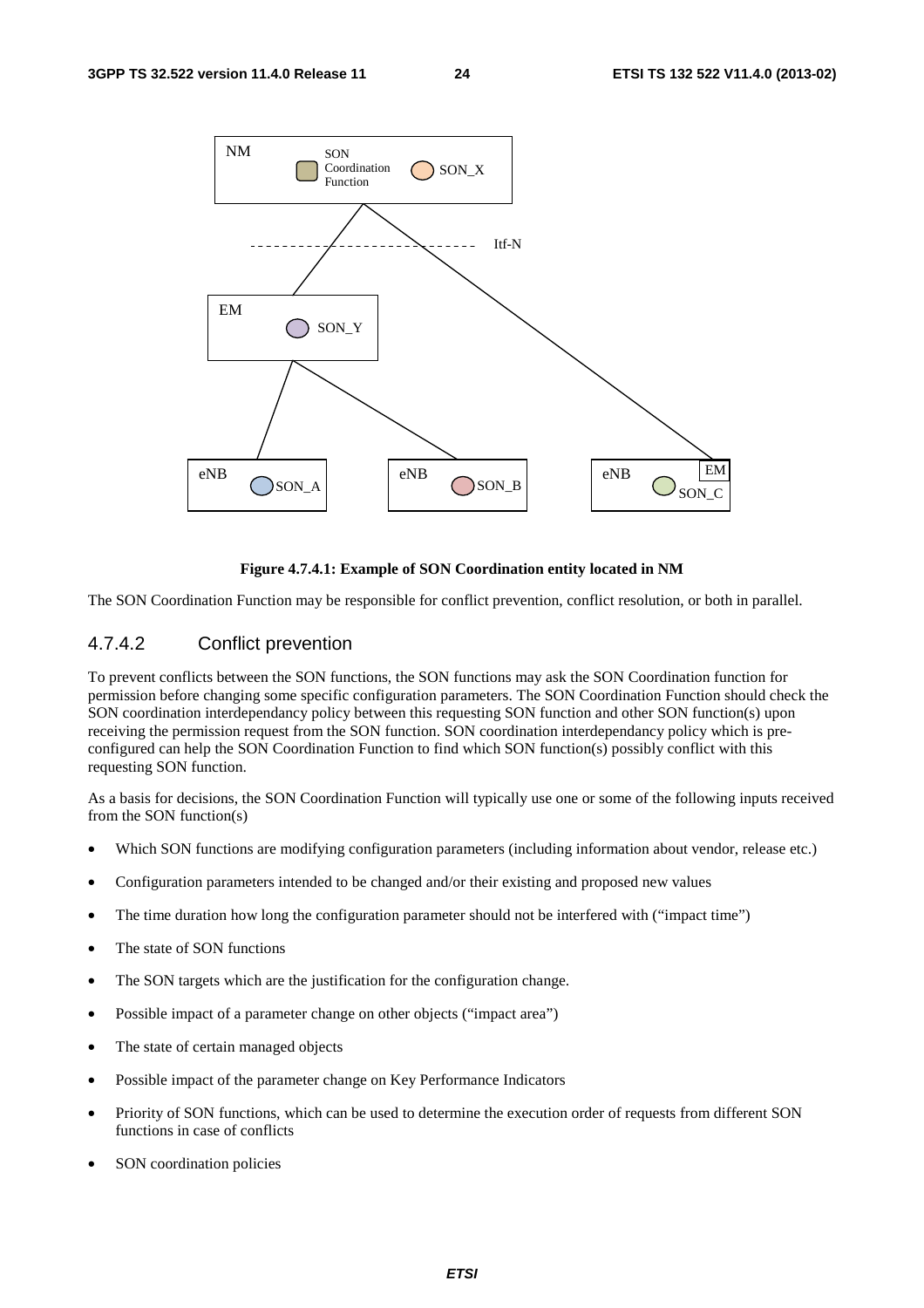**Figure 4.7.4.1: Example of SON Coordination entity located in NM**

The SON Coordination Function may be responsible for conflict prevention, conflict resolution, or both in parallel.

### 4.7.4.2 Conflict prevention

To prevent conflicts between the SON functions, the SON functions may ask the SON Coordination function for permission before changing some specific configuration parameters. The SON Coordination Function should check the SON coordination interdependancy policy between this requesting SON function and other SON function(s) upon receiving the permission request from the SON function. SON coordination interdependancy policy which is pre-configured can help the SON Coordination Function to find which SON function(s) possibly conflict with this requesting SON function.

As a basis for decisions, the SON Coordination Function will typically use one or some of the following inputs received from the SON function(s)

- Which SON functions are modifying configuration parameters (including information about vendor, release etc.)
- Configuration parameters intended to be changed and/or their existing and proposed new values
- The time duration how long the configuration parameter should not be interfered with ("impact time")
- The state of SON functions
- The SON targets which are the justification for the configuration change.
- Possible impact of a parameter change on other objects ("impact area")
- The state of certain managed objects
- Possible impact of the parameter change on Key Performance Indicators
- Priority of SON functions, which can be used to determine the execution order of requests from different SON functions in case of conflicts
- SON coordination policies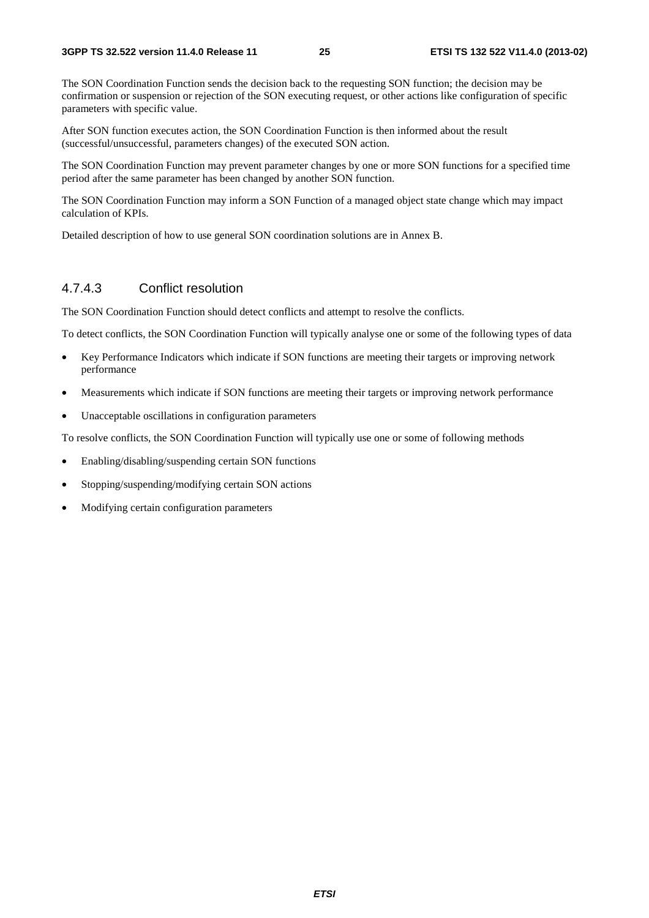The SON Coordination Function sends the decision back to the requesting SON function; the decision may be confirmation or suspension or rejection of the SON executing request, or other actions like configuration of specific parameters with specific value.

After SON function executes action, the SON Coordination Function is then informed about the result (successful/unsuccessful, parameters changes) of the executed SON action.

The SON Coordination Function may prevent parameter changes by one or more SON functions for a specified time period after the same parameter has been changed by another SON function.

The SON Coordination Function may inform a SON Function of a managed object state change which may impact calculation of KPIs.

Detailed description of how to use general SON coordination solutions are in Annex B.

### 4.7.4.3 Conflict resolution

The SON Coordination Function should detect conflicts and attempt to resolve the conflicts.

To detect conflicts, the SON Coordination Function will typically analyse one or some of the following types of data

- Key Performance Indicators which indicate if SON functions are meeting their targets or improving network performance
- Measurements which indicate if SON functions are meeting their targets or improving network performance
- Unacceptable oscillations in configuration parameters

To resolve conflicts, the SON Coordination Function will typically use one or some of following methods

- Enabling/disabling/suspending certain SON functions
- Stopping/suspending/modifying certain SON actions
- Modifying certain configuration parameters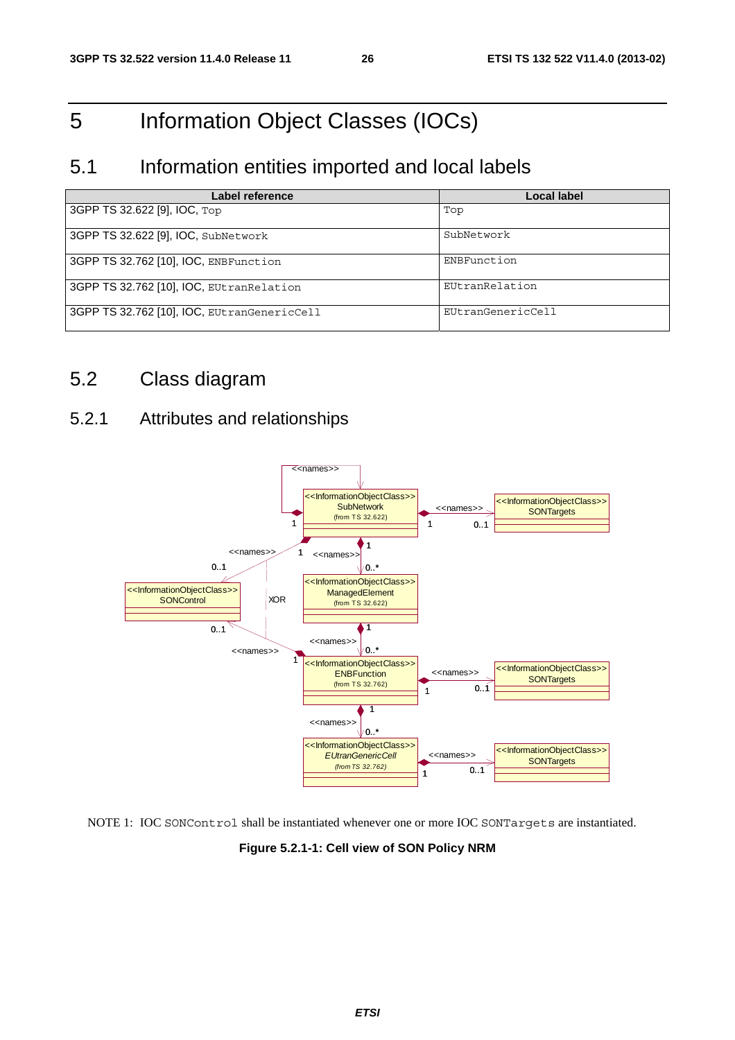# 5 Information Object Classes (IOCs)

## 5.1 Information entities imported and local labels

| Label reference | Local label |
|---|---|
| 3GPP TS 32.622 [9], IOC, `Top` | `Top` |
| 3GPP TS 32.622 [9], IOC, `SubNetwork` | `SubNetwork` |
| 3GPP TS 32.762 [10], IOC, `ENBFunction` | `ENBFunction` |
| 3GPP TS 32.762 [10], IOC, `EUtranRelation` | `EUtranRelation` |
| 3GPP TS 32.762 [10], IOC, `EUtranGenericCell` | `EUtranGenericCell` |

## 5.2 Class diagram

### 5.2.1 Attributes and relationships

NOTE 1: IOC `SONControl` shall be instantiated whenever one or more IOC `SONTargets` are instantiated.

**Figure 5.2.1-1: Cell view of SON Policy NRM**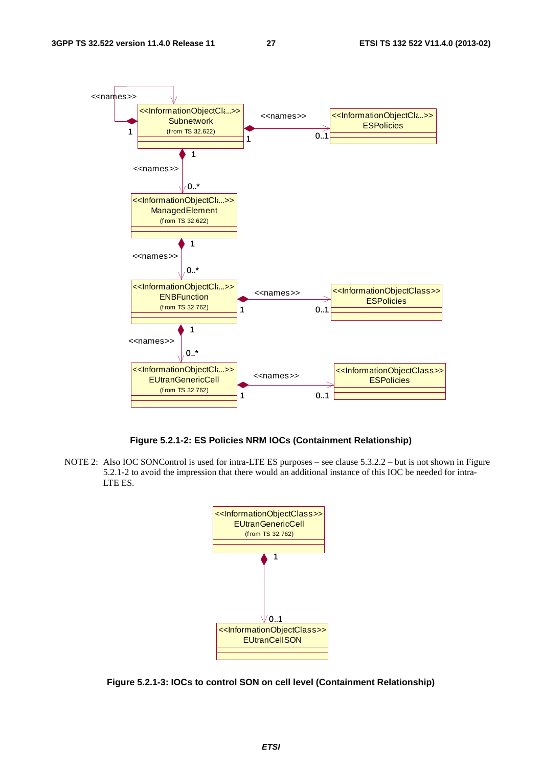**Figure 5.2.1-2: ES Policies NRM IOCs (Containment Relationship)**

NOTE 2: Also IOC SONControl is used for intra-LTE ES purposes – see clause 5.3.2.2 – but is not shown in Figure 5.2.1-2 to avoid the impression that there would an additional instance of this IOC be needed for intra-LTE ES.

**Figure 5.2.1-3: IOCs to control SON on cell level (Containment Relationship)**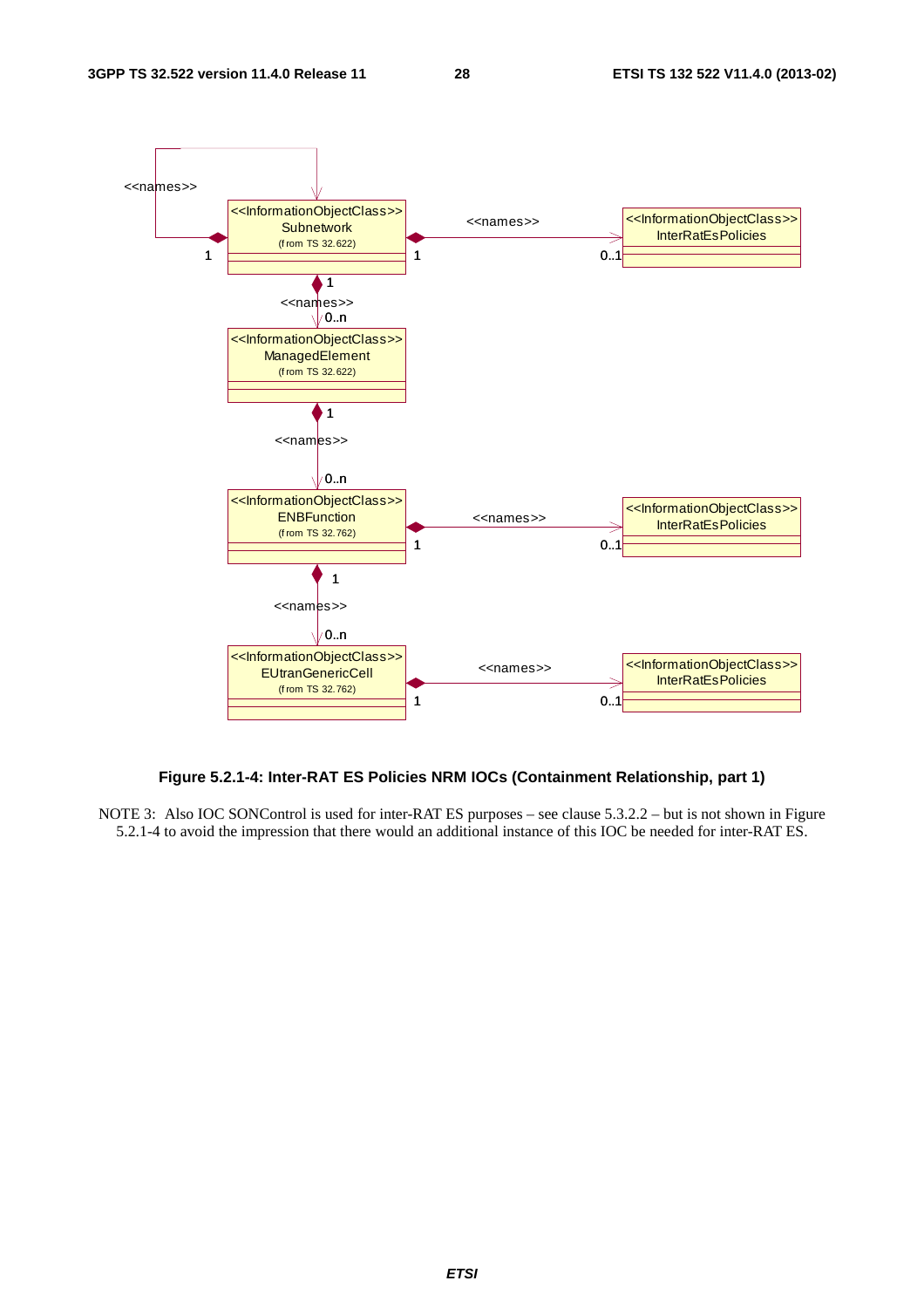**Figure 5.2.1-4: Inter-RAT ES Policies NRM IOCs (Containment Relationship, part 1)**

NOTE 3: Also IOC SONControl is used for inter-RAT ES purposes – see clause 5.3.2.2 – but is not shown in Figure 5.2.1-4 to avoid the impression that there would an additional instance of this IOC be needed for inter-RAT ES.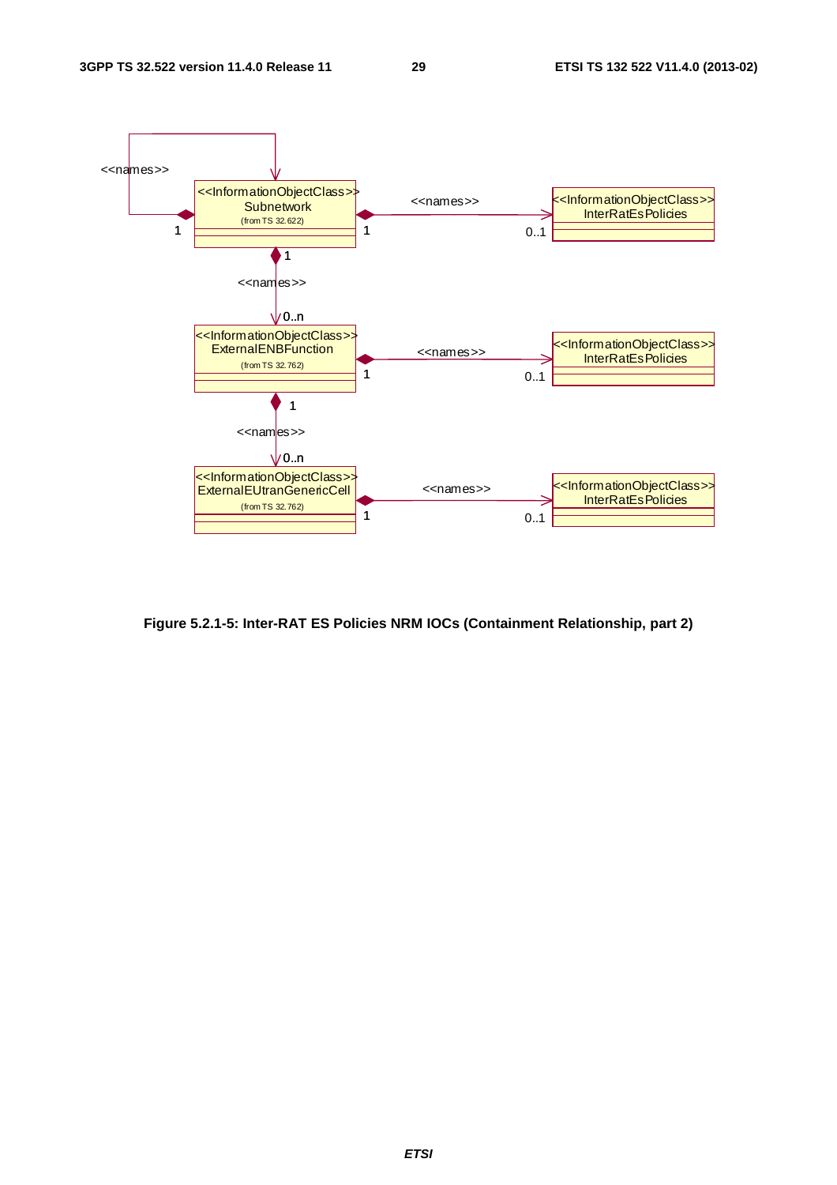**Figure 5.2.1-5: Inter-RAT ES Policies NRM IOCs (Containment Relationship, part 2)**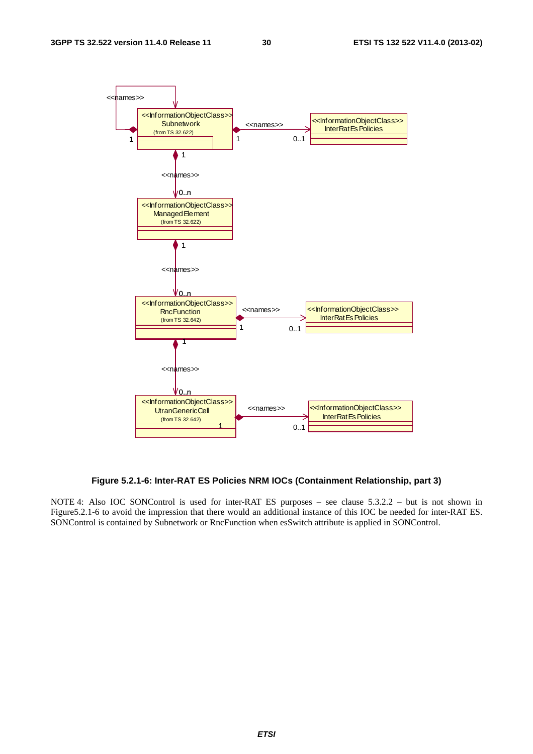Figure 5.2.1-6: Inter-RAT ES Policies NRM IOCs (Containment Relationship, part 3)

NOTE 4: Also IOC SONControl is used for inter-RAT ES purposes – see clause 5.3.2.2 – but is not shown in Figure5.2.1-6 to avoid the impression that there would an additional instance of this IOC be needed for inter-RAT ES. SONControl is contained by Subnetwork or RncFunction when esSwitch attribute is applied in SONControl.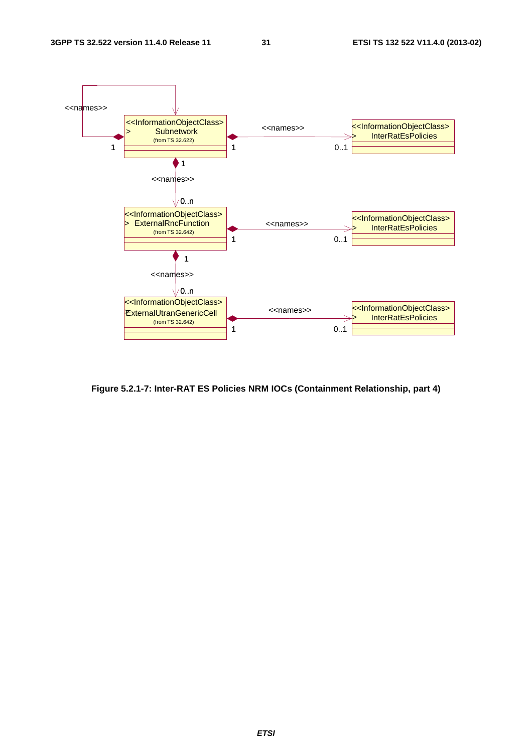**Figure 5.2.1-7: Inter-RAT ES Policies NRM IOCs (Containment Relationship, part 4)**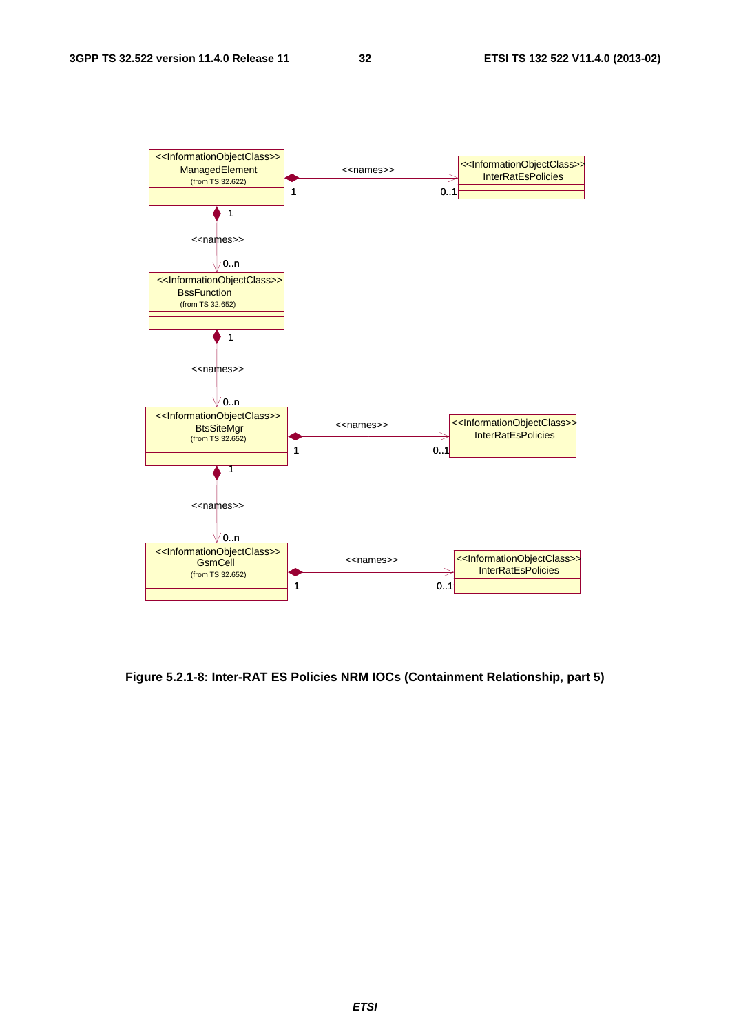Figure 5.2.1-8: Inter-RAT ES Policies NRM IOCs (Containment Relationship, part 5)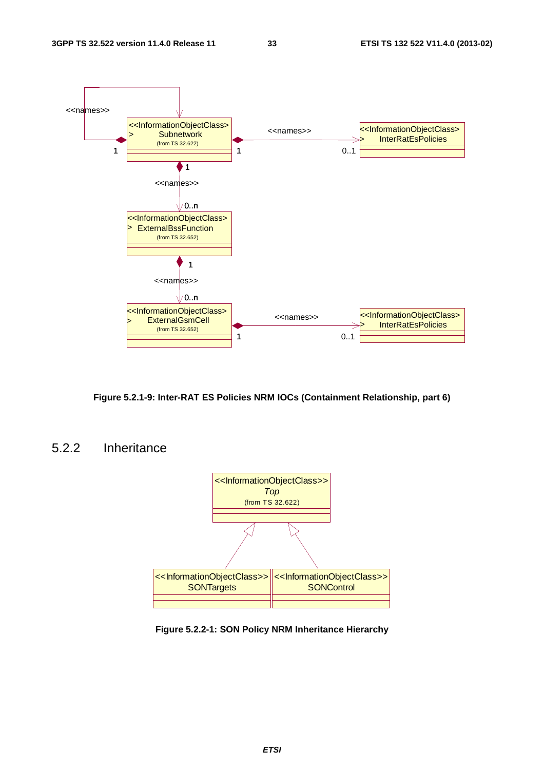Figure 5.2.1-9: Inter-RAT ES Policies NRM IOCs (Containment Relationship, part 6)

### 5.2.2 Inheritance

Figure 5.2.2-1: SON Policy NRM Inheritance Hierarchy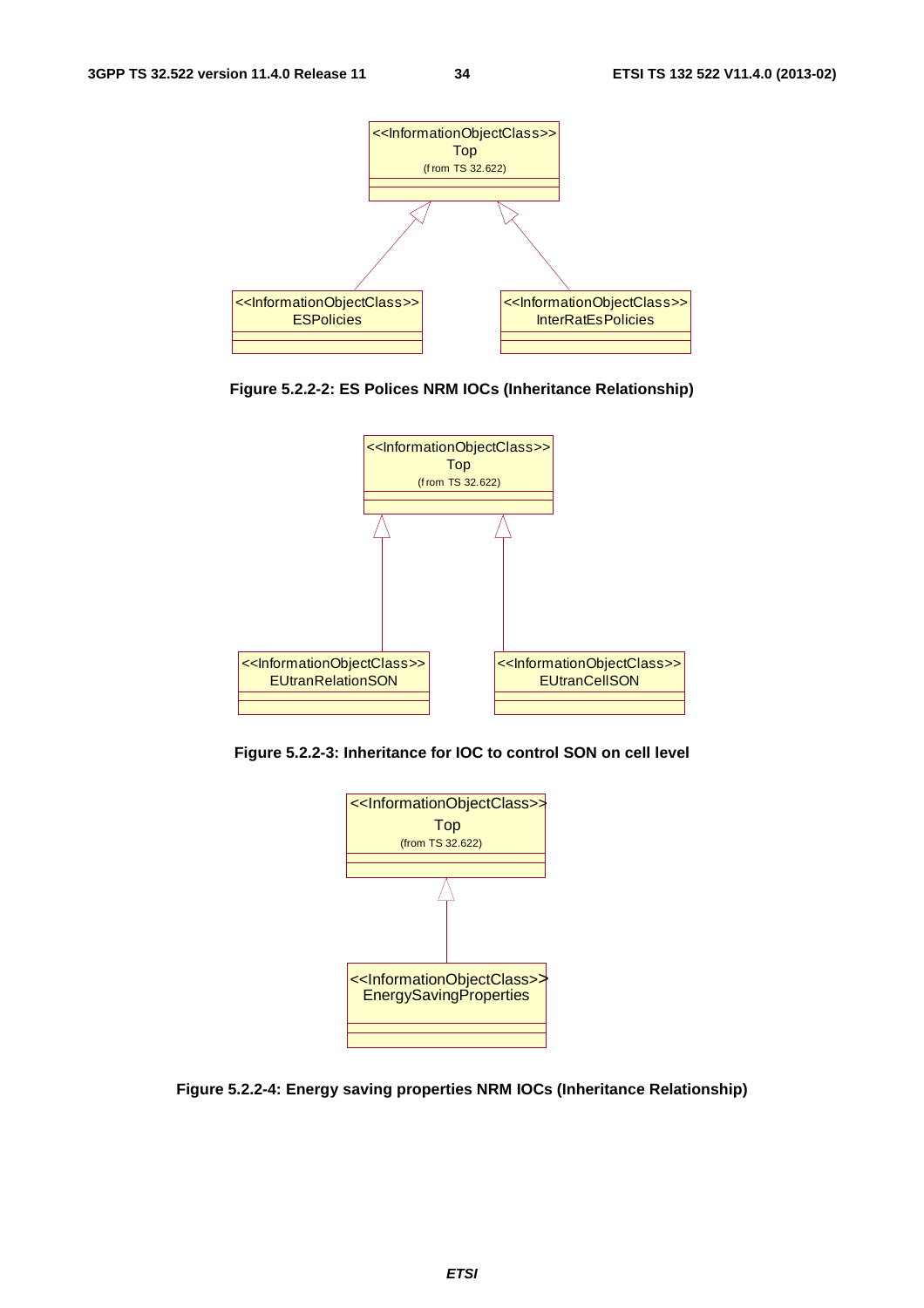Figure 5.2.2-2: ES Polices NRM IOCs (Inheritance Relationship)

Figure 5.2.2-3: Inheritance for IOC to control SON on cell level

Figure 5.2.2-4: Energy saving properties NRM IOCs (Inheritance Relationship)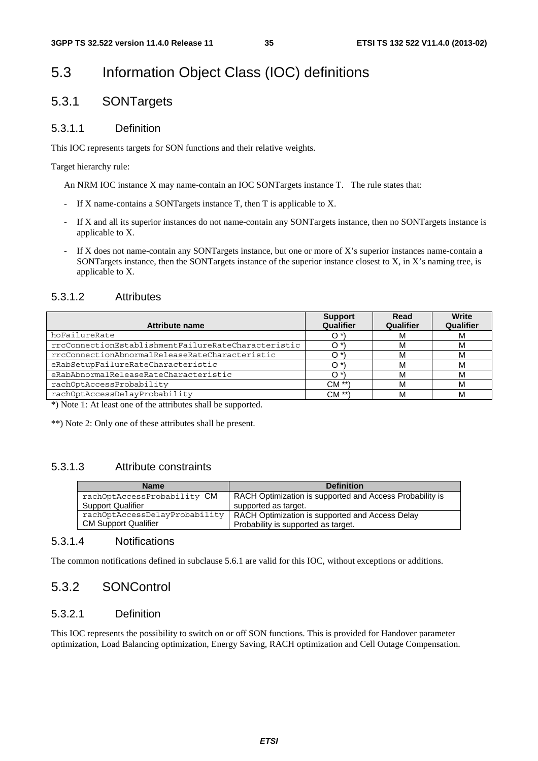# 5.3 Information Object Class (IOC) definitions

## 5.3.1 SONTargets

### 5.3.1.1 Definition

This IOC represents targets for SON functions and their relative weights.

Target hierarchy rule:

An NRM IOC instance X may name-contain an IOC SONTargets instance T. The rule states that:

- If X name-contains a SONTargets instance T, then T is applicable to X.
- If X and all its superior instances do not name-contain any SONTargets instance, then no SONTargets instance is applicable to X.
- If X does not name-contain any SONTargets instance, but one or more of X's superior instances name-contain a SONTargets instance, then the SONTargets instance of the superior instance closest to X, in X's naming tree, is applicable to X.

### 5.3.1.2 Attributes

| Attribute name | Support Qualifier | Read Qualifier | Write Qualifier |
|---|---|---|---|
| hoFailureRate | O *) | M | M |
| rrcConnectionEstablishmentFailureRateCharacteristic | O *) | M | M |
| rrcConnectionAbnormalReleaseRateCharacteristic | O *) | M | M |
| eRabSetupFailureRateCharacteristic | O *) | M | M |
| eRabAbnormalReleaseRateCharacteristic | O *) | M | M |
| rachOptAccessProbability | CM **) | M | M |
| rachOptAccessDelayProbability | CM **) | M | M |

*) Note 1: At least one of the attributes shall be supported.

**) Note 2: Only one of these attributes shall be present.

### 5.3.1.3 Attribute constraints

| Name | Definition |
|---|---|
| rachOptAccessProbability CM Support Qualifier | RACH Optimization is supported and Access Probability is supported as target. |
| rachOptAccessDelayProbability CM Support Qualifier | RACH Optimization is supported and Access Delay Probability is supported as target. |

### 5.3.1.4 Notifications

The common notifications defined in subclause 5.6.1 are valid for this IOC, without exceptions or additions.

## 5.3.2 SONControl

### 5.3.2.1 Definition

This IOC represents the possibility to switch on or off SON functions. This is provided for Handover parameter optimization, Load Balancing optimization, Energy Saving, RACH optimization and Cell Outage Compensation.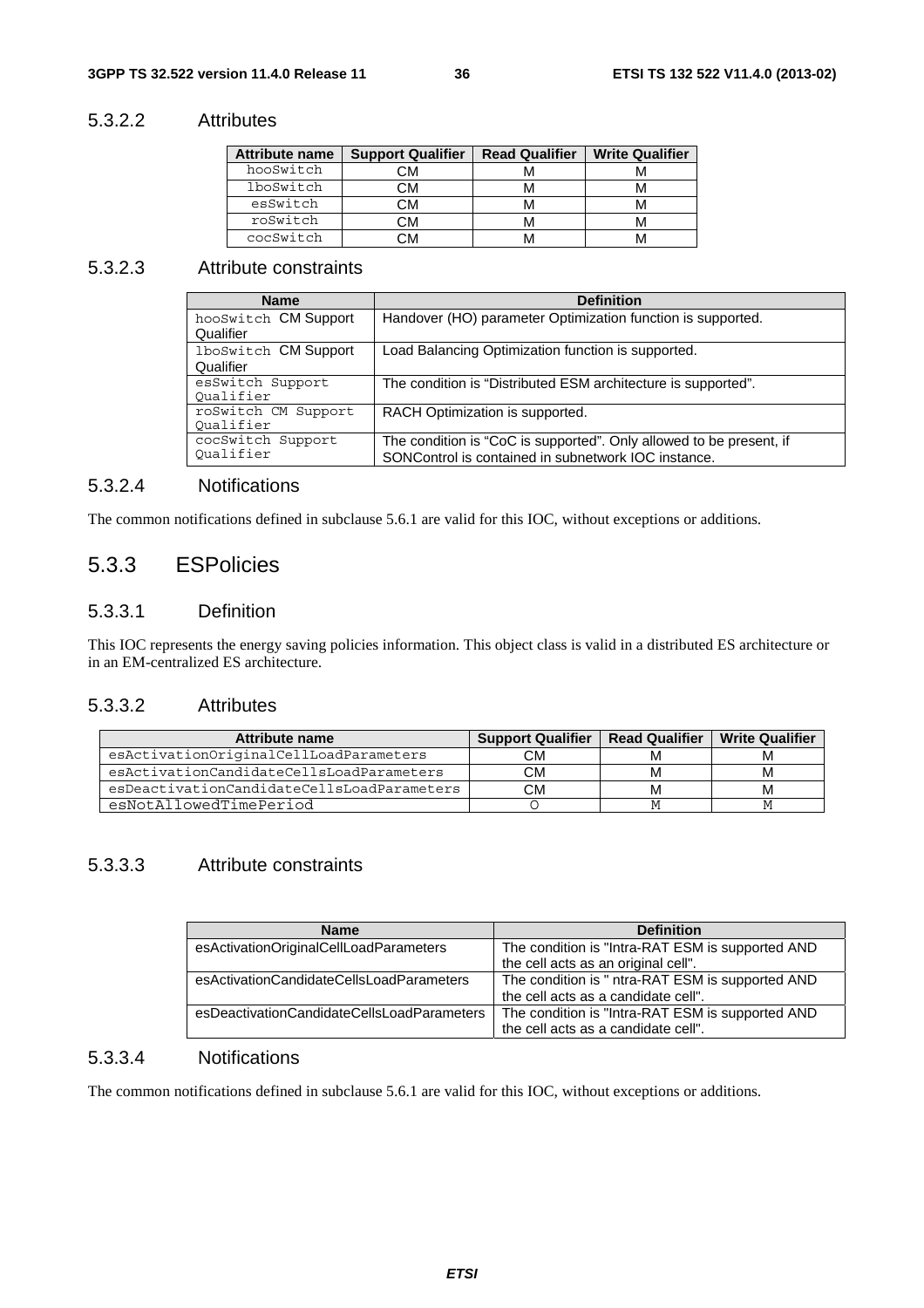#### 5.3.2.2 Attributes

| Attribute name | Support Qualifier | Read Qualifier | Write Qualifier |
|---|---|---|---|
| hooSwitch | CM | M | M |
| lboSwitch | CM | M | M |
| esSwitch | CM | M | M |
| roSwitch | CM | M | M |
| cocSwitch | CM | M | M |

#### 5.3.2.3 Attribute constraints

| Name | Definition |
|---|---|
| hooSwitch CM Support Qualifier | Handover (HO) parameter Optimization function is supported. |
| lboSwitch CM Support Qualifier | Load Balancing Optimization function is supported. |
| esSwitch Support Qualifier | The condition is "Distributed ESM architecture is supported". |
| roSwitch CM Support Qualifier | RACH Optimization is supported. |
| cocSwitch Support Qualifier | The condition is "CoC is supported". Only allowed to be present, if SONControl is contained in subnetwork IOC instance. |

#### 5.3.2.4 Notifications

The common notifications defined in subclause 5.6.1 are valid for this IOC, without exceptions or additions.

### 5.3.3 ESPolicies

#### 5.3.3.1 Definition

This IOC represents the energy saving policies information. This object class is valid in a distributed ES architecture or in an EM-centralized ES architecture.

#### 5.3.3.2 Attributes

| Attribute name | Support Qualifier | Read Qualifier | Write Qualifier |
|---|---|---|---|
| esActivationOriginalCellLoadParameters | CM | M | M |
| esActivationCandidateCellsLoadParameters | CM | M | M |
| esDeactivationCandidateCellsLoadParameters | CM | M | M |
| esNotAllowedTimePeriod | O | M | M |

#### 5.3.3.3 Attribute constraints

| Name | Definition |
|---|---|
| esActivationOriginalCellLoadParameters | The condition is "Intra-RAT ESM is supported AND the cell acts as an original cell". |
| esActivationCandidateCellsLoadParameters | The condition is " ntra-RAT ESM is supported AND the cell acts as a candidate cell". |
| esDeactivationCandidateCellsLoadParameters | The condition is "Intra-RAT ESM is supported AND the cell acts as a candidate cell". |

#### 5.3.3.4 Notifications

The common notifications defined in subclause 5.6.1 are valid for this IOC, without exceptions or additions.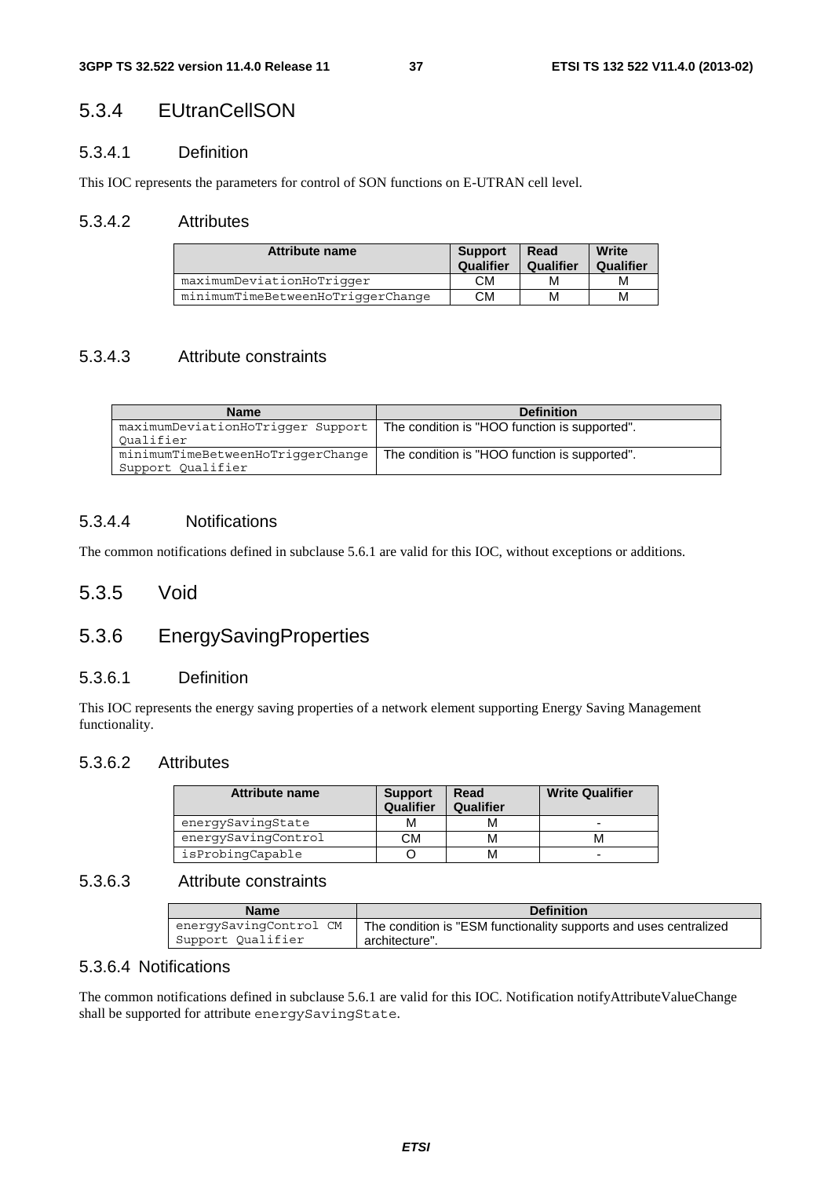### 5.3.4 EUtranCellSON

#### 5.3.4.1 Definition

This IOC represents the parameters for control of SON functions on E-UTRAN cell level.

#### 5.3.4.2 Attributes

| Attribute name | Support Qualifier | Read Qualifier | Write Qualifier |
|---|---|---|---|
| maximumDeviationHoTrigger | CM | M | M |
| minimumTimeBetweenHoTriggerChange | CM | M | M |

#### 5.3.4.3 Attribute constraints

| Name | Definition |
|---|---|
| maximumDeviationHoTrigger Support Qualifier | The condition is "HOO function is supported". |
| minimumTimeBetweenHoTriggerChange Support Qualifier | The condition is "HOO function is supported". |

#### 5.3.4.4 Notifications

The common notifications defined in subclause 5.6.1 are valid for this IOC, without exceptions or additions.

### 5.3.5 Void

### 5.3.6 EnergySavingProperties

#### 5.3.6.1 Definition

This IOC represents the energy saving properties of a network element supporting Energy Saving Management functionality.

#### 5.3.6.2 Attributes

| Attribute name | Support Qualifier | Read Qualifier | Write Qualifier |
|---|---|---|---|
| energySavingState | M | M | - |
| energySavingControl | CM | M | M |
| isProbingCapable | O | M | - |

#### 5.3.6.3 Attribute constraints

| Name | Definition |
|---|---|
| energySavingControl CM Support Qualifier | The condition is "ESM functionality supports and uses centralized architecture". |

#### 5.3.6.4 Notifications

The common notifications defined in subclause 5.6.1 are valid for this IOC. Notification notifyAttributeValueChange shall be supported for attribute energySavingState.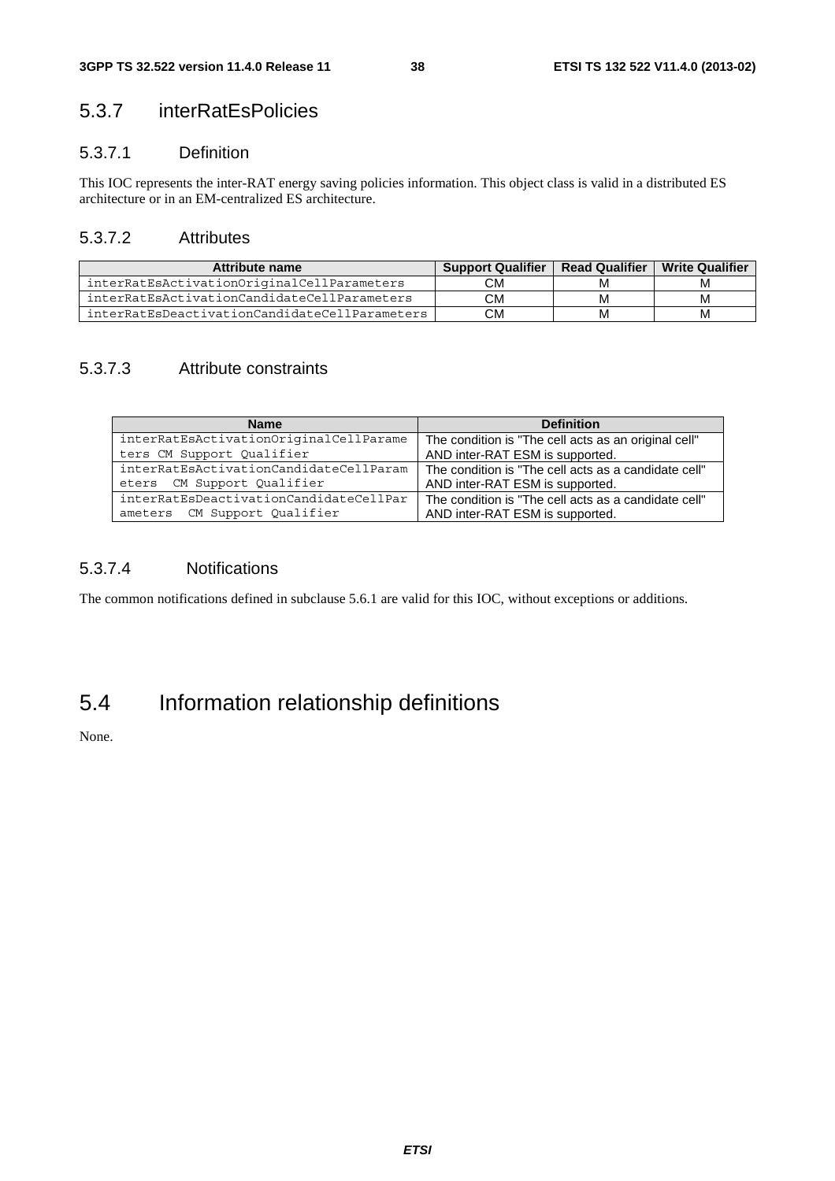### 5.3.7 interRatEsPolicies

#### 5.3.7.1 Definition

This IOC represents the inter-RAT energy saving policies information. This object class is valid in a distributed ES architecture or in an EM-centralized ES architecture.

#### 5.3.7.2 Attributes

| Attribute name | Support Qualifier | Read Qualifier | Write Qualifier |
|---|---|---|---|
| interRatEsActivationOriginalCellParameters | CM | M | M |
| interRatEsActivationCandidateCellParameters | CM | M | M |
| interRatEsDeactivationCandidateCellParameters | CM | M | M |

#### 5.3.7.3 Attribute constraints

| Name | Definition |
|---|---|
| interRatEsActivationOriginalCellParameters CM Support Qualifier | The condition is "The cell acts as an original cell" AND inter-RAT ESM is supported. |
| interRatEsActivationCandidateCellParameters CM Support Qualifier | The condition is "The cell acts as a candidate cell" AND inter-RAT ESM is supported. |
| interRatEsDeactivationCandidateCellParameters CM Support Qualifier | The condition is "The cell acts as a candidate cell" AND inter-RAT ESM is supported. |

#### 5.3.7.4 Notifications

The common notifications defined in subclause 5.6.1 are valid for this IOC, without exceptions or additions.

## 5.4 Information relationship definitions

None.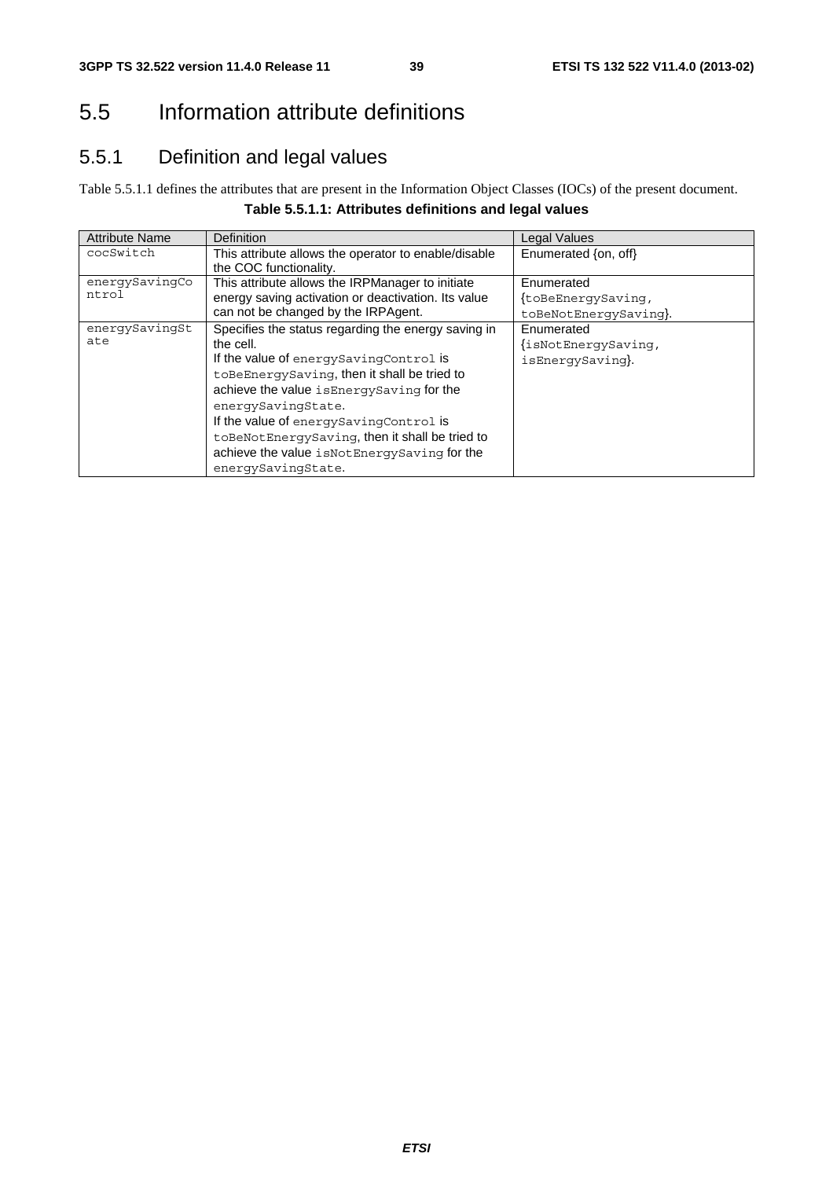# 5.5 Information attribute definitions

## 5.5.1 Definition and legal values

Table 5.5.1.1 defines the attributes that are present in the Information Object Classes (IOCs) of the present document.

**Table 5.5.1.1: Attributes definitions and legal values**

| Attribute Name | Definition | Legal Values |
|---|---|---|
| cocSwitch | This attribute allows the operator to enable/disable the COC functionality. | Enumerated {on, off} |
| energySavingControl | This attribute allows the IRPManager to initiate energy saving activation or deactivation. Its value can not be changed by the IRPAgent. | Enumerated {toBeEnergySaving, toBeNotEnergySaving}. |
| energySavingState | Specifies the status regarding the energy saving in the cell.<br>If the value of energySavingControl is toBeEnergySaving, then it shall be tried to achieve the value isEnergySaving for the energySavingState.<br>If the value of energySavingControl is toBeNotEnergySaving, then it shall be tried to achieve the value isNotEnergySaving for the energySavingState. | Enumerated {isNotEnergySaving, isEnergySaving}. |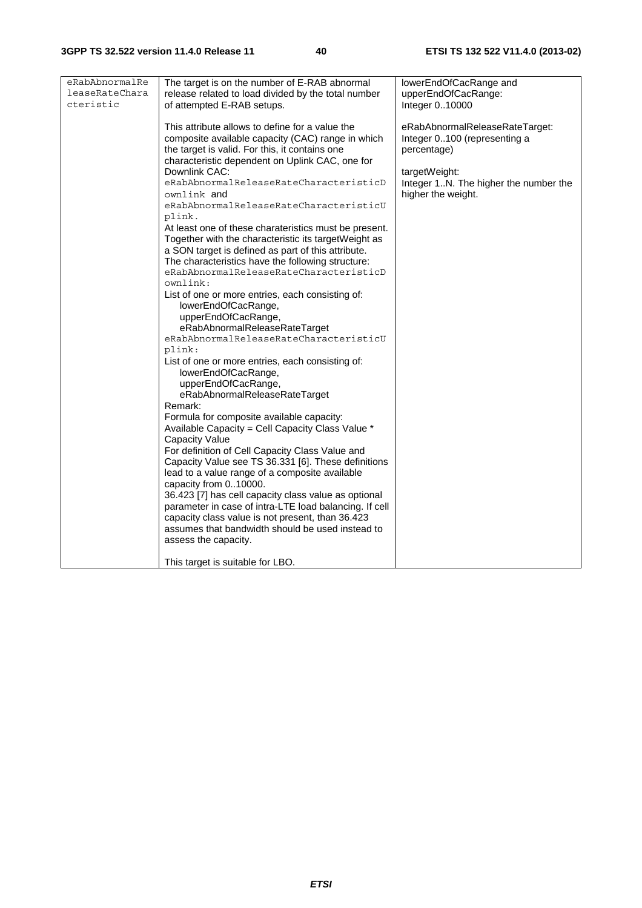| eRabAbnormalReleaseRateCharacteristic | The target is on the number of E-RAB abnormal release related to load divided by the total number of attempted E-RAB setups.<br><br>This attribute allows to define for a value the composite available capacity (CAC) range in which the target is valid. For this, it contains one characteristic dependent on Uplink CAC, one for Downlink CAC: `eRabAbnormalReleaseRateCharacteristicDownlink` and `eRabAbnormalReleaseRateCharacteristicUplink`.<br>At least one of these charateristics must be present. Together with the characteristic its targetWeight as a SON target is defined as part of this attribute. The characteristics have the following structure:<br>`eRabAbnormalReleaseRateCharacteristicDownlink`:<br>List of one or more entries, each consisting of:<br>lowerEndOfCacRange,<br>upperEndOfCacRange,<br>eRabAbnormalReleaseRateTarget<br>`eRabAbnormalReleaseRateCharacteristicUplink`:<br>List of one or more entries, each consisting of:<br>lowerEndOfCacRange,<br>upperEndOfCacRange,<br>eRabAbnormalReleaseRateTarget<br>Remark:<br>Formula for composite available capacity:<br>Available Capacity = Cell Capacity Class Value * Capacity Value<br>For definition of Cell Capacity Class Value and Capacity Value see TS 36.331 [6]. These definitions lead to a value range of a composite available capacity from 0..10000.<br>36.423 [7] has cell capacity class value as optional parameter in case of intra-LTE load balancing. If cell capacity class value is not present, than 36.423 assumes that bandwidth should be used instead to assess the capacity.<br><br>This target is suitable for LBO. | lowerEndOfCacRange and upperEndOfCacRange:<br>Integer 0..10000<br><br>eRabAbnormalReleaseRateTarget:<br>Integer 0..100 (representing a percentage)<br><br>targetWeight:<br>Integer 1..N. The higher the number the higher the weight. |
|---|---|---|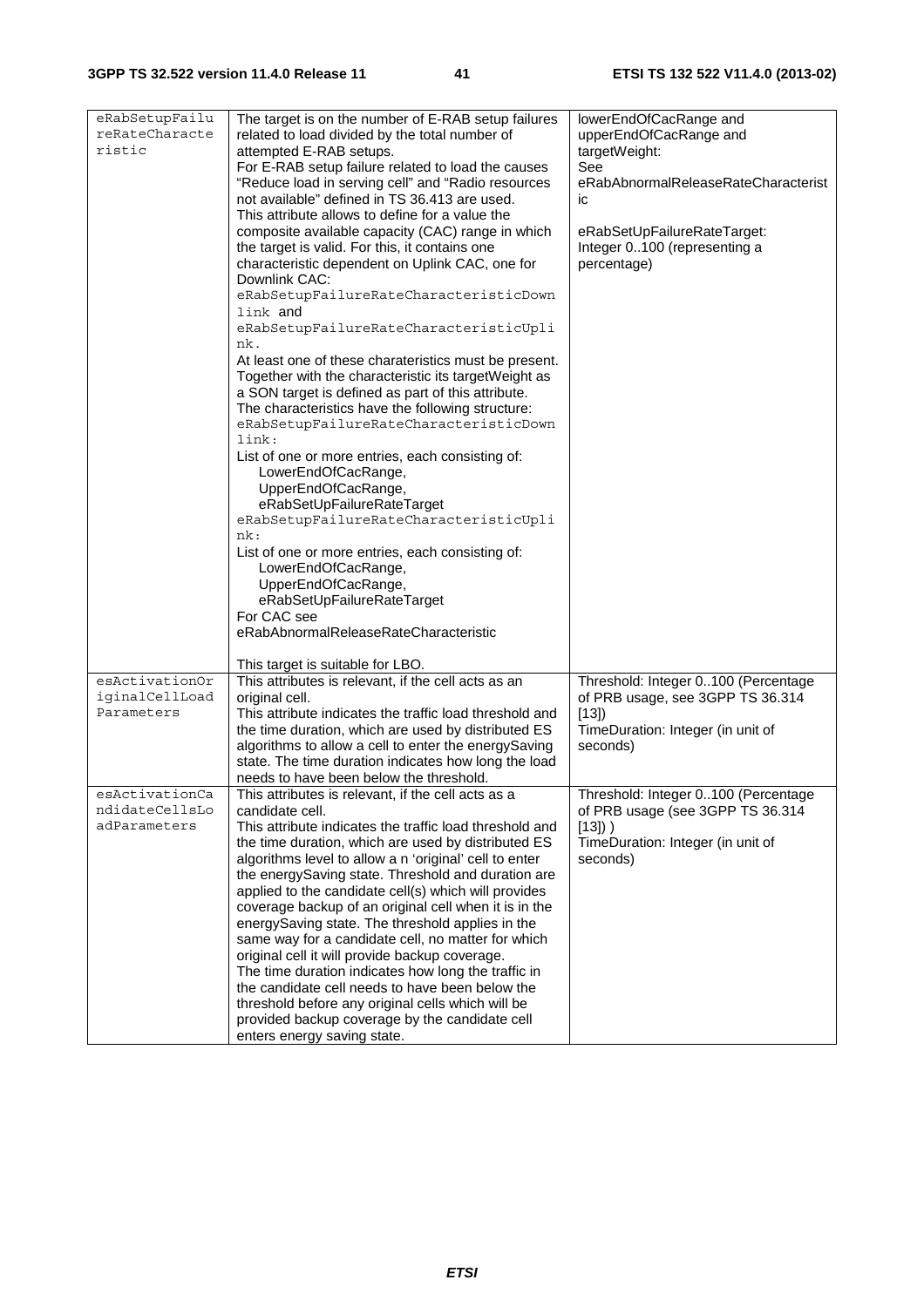| | | |
|---|---|---|
| eRabSetupFailureRateCharacteristic | The target is on the number of E-RAB setup failures related to load divided by the total number of attempted E-RAB setups.<br>For E-RAB setup failure related to load the causes "Reduce load in serving cell" and "Radio resources not available" defined in TS 36.413 are used.<br>This attribute allows to define for a value the composite available capacity (CAC) range in which the target is valid. For this, it contains one characteristic dependent on Uplink CAC, one for Downlink CAC:<br>eRabSetupFailureRateCharacteristicDownlink and<br>eRabSetupFailureRateCharacteristicUplink.<br>At least one of these charateristics must be present. Together with the characteristic its targetWeight as a SON target is defined as part of this attribute.<br>The characteristics have the following structure:<br>eRabSetupFailureRateCharacteristicDownlink:<br>List of one or more entries, each consisting of:<br>LowerEndOfCacRange,<br>UpperEndOfCacRange,<br>eRabSetUpFailureRateTarget<br>eRabSetupFailureRateCharacteristicUplink:<br>List of one or more entries, each consisting of:<br>LowerEndOfCacRange,<br>UpperEndOfCacRange,<br>eRabSetUpFailureRateTarget<br>For CAC see<br>eRabAbnormalReleaseRateCharacteristic<br><br>This target is suitable for LBO. | lowerEndOfCacRange and<br>upperEndOfCacRange and<br>targetWeight:<br>See<br>eRabAbnormalReleaseRateCharacteristic<br><br>eRabSetUpFailureRateTarget:<br>Integer 0..100 (representing a percentage) |
| esActivationOriginalCellLoadParameters | This attributes is relevant, if the cell acts as an original cell.<br>This attribute indicates the traffic load threshold and the time duration, which are used by distributed ES algorithms to allow a cell to enter the energySaving state. The time duration indicates how long the load needs to have been below the threshold. | Threshold: Integer 0..100 (Percentage of PRB usage, see 3GPP TS 36.314 [13])<br>TimeDuration: Integer (in unit of seconds) |
| esActivationCandidateCellsLoadParameters | This attributes is relevant, if the cell acts as a candidate cell.<br>This attribute indicates the traffic load threshold and the time duration, which are used by distributed ES algorithms level to allow a n 'original' cell to enter the energySaving state. Threshold and duration are applied to the candidate cell(s) which will provides coverage backup of an original cell when it is in the energySaving state. The threshold applies in the same way for a candidate cell, no matter for which original cell it will provide backup coverage.<br>The time duration indicates how long the traffic in the candidate cell needs to have been below the threshold before any original cells which will be provided backup coverage by the candidate cell enters energy saving state. | Threshold: Integer 0..100 (Percentage of PRB usage (see 3GPP TS 36.314 [13]) )<br>TimeDuration: Integer (in unit of seconds) |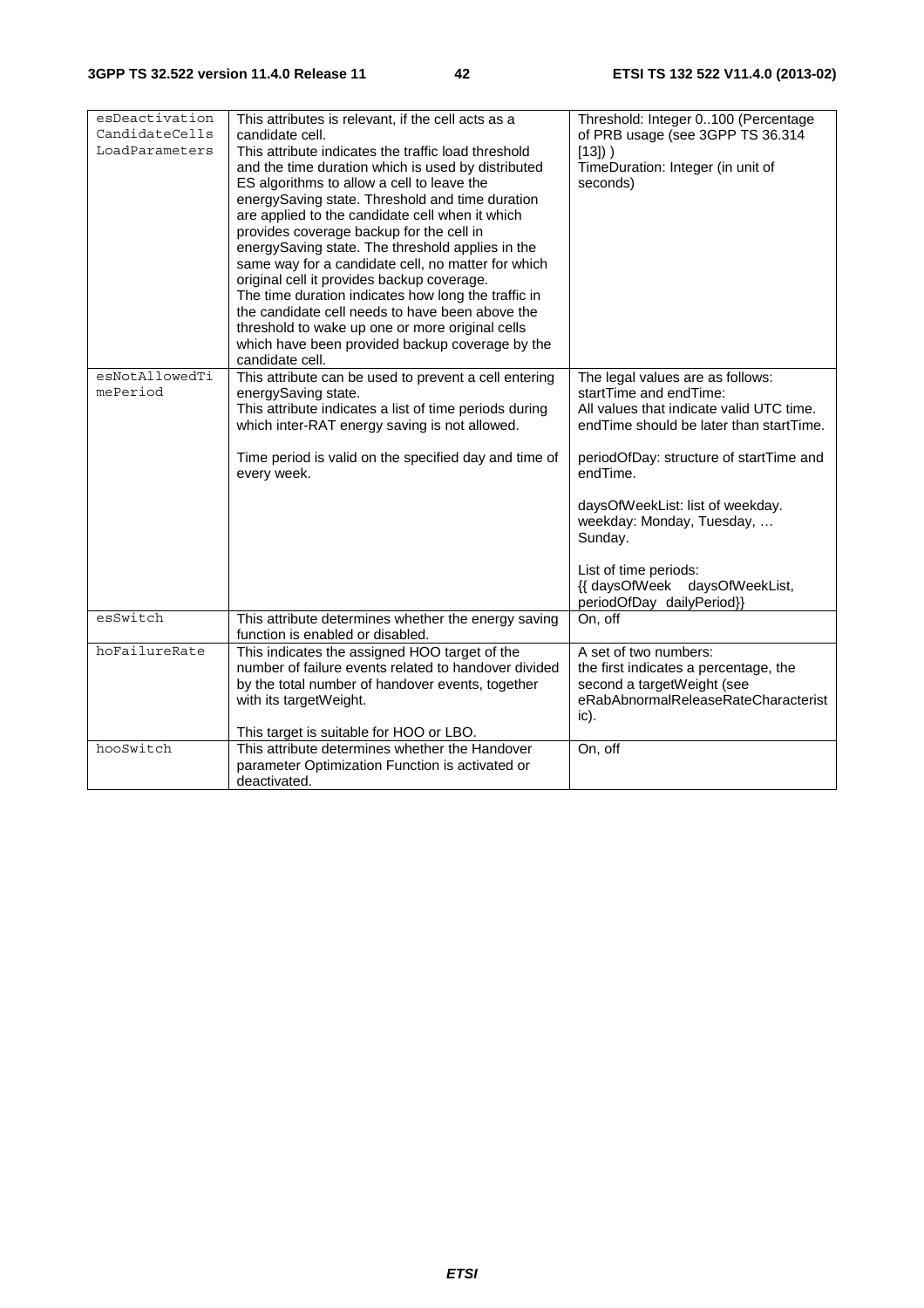| esDeactivationCandidateCellsLoadParameters | This attributes is relevant, if the cell acts as a candidate cell.<br>This attribute indicates the traffic load threshold and the time duration which is used by distributed ES algorithms to allow a cell to leave the energySaving state. Threshold and time duration are applied to the candidate cell when it which provides coverage backup for the cell in energySaving state. The threshold applies in the same way for a candidate cell, no matter for which original cell it provides backup coverage.<br>The time duration indicates how long the traffic in the candidate cell needs to have been above the threshold to wake up one or more original cells which have been provided backup coverage by the candidate cell. | Threshold: Integer 0..100 (Percentage of PRB usage (see 3GPP TS 36.314 [13]) )<br>TimeDuration: Integer (in unit of seconds) |
|---|---|---|
| esNotAllowedTimePeriod | This attribute can be used to prevent a cell entering energySaving state.<br>This attribute indicates a list of time periods during which inter-RAT energy saving is not allowed.<br><br>Time period is valid on the specified day and time of every week. | The legal values are as follows:<br>startTime and endTime:<br>All values that indicate valid UTC time. endTime should be later than startTime.<br><br>periodOfDay: structure of startTime and endTime.<br><br>daysOfWeekList: list of weekday.<br>weekday: Monday, Tuesday, … Sunday.<br><br>List of time periods:<br>{{ daysOfWeek daysOfWeekList, periodOfDay dailyPeriod}} |
| esSwitch | This attribute determines whether the energy saving function is enabled or disabled. | On, off |
| hoFailureRate | This indicates the assigned HOO target of the number of failure events related to handover divided by the total number of handover events, together with its targetWeight.<br><br>This target is suitable for HOO or LBO. | A set of two numbers:<br>the first indicates a percentage, the second a targetWeight (see eRabAbnormalReleaseRateCharacteristic). |
| hooSwitch | This attribute determines whether the Handover parameter Optimization Function is activated or deactivated. | On, off |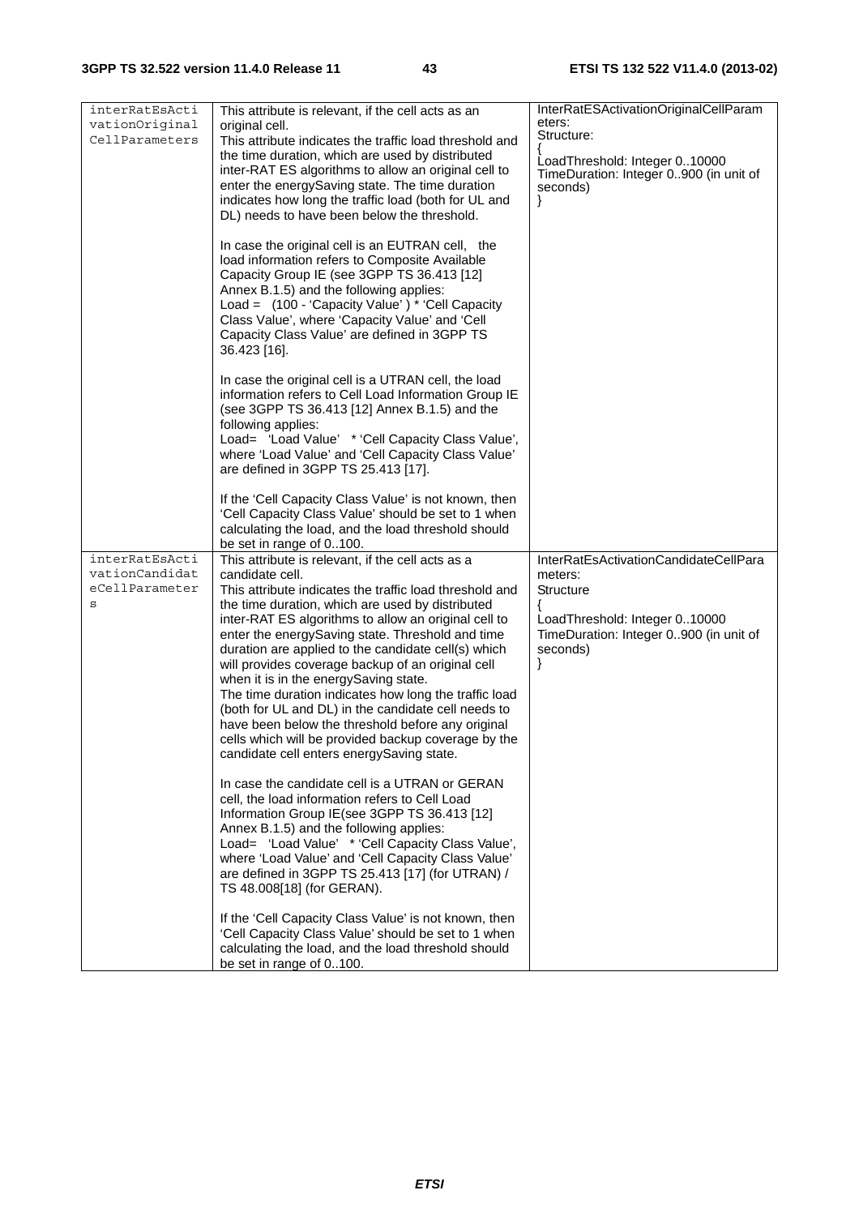| | | |
|---|---|---|
| interRatEsActivationOriginalCellParameters | This attribute is relevant, if the cell acts as an original cell.<br>This attribute indicates the traffic load threshold and the time duration, which are used by distributed inter-RAT ES algorithms to allow an original cell to enter the energySaving state. The time duration indicates how long the traffic load (both for UL and DL) needs to have been below the threshold.<br><br>In case the original cell is an EUTRAN cell, the load information refers to Composite Available Capacity Group IE (see 3GPP TS 36.413 [12] Annex B.1.5) and the following applies:<br>Load = (100 - 'Capacity Value' ) * 'Cell Capacity Class Value', where 'Capacity Value' and 'Cell Capacity Class Value' are defined in 3GPP TS 36.423 [16].<br><br>In case the original cell is a UTRAN cell, the load information refers to Cell Load Information Group IE (see 3GPP TS 36.413 [12] Annex B.1.5) and the following applies:<br>Load= 'Load Value' * 'Cell Capacity Class Value', where 'Load Value' and 'Cell Capacity Class Value' are defined in 3GPP TS 25.413 [17].<br><br>If the 'Cell Capacity Class Value' is not known, then 'Cell Capacity Class Value' should be set to 1 when calculating the load, and the load threshold should be set in range of 0..100. | InterRatESActivationOriginalCellParameters:<br>Structure:<br>{<br>LoadThreshold: Integer 0..10000<br>TimeDuration: Integer 0..900 (in unit of seconds)<br>} |
| interRatEsActivationCandidateCellParameters | This attribute is relevant, if the cell acts as a candidate cell.<br>This attribute indicates the traffic load threshold and the time duration, which are used by distributed inter-RAT ES algorithms to allow an original cell to enter the energySaving state. Threshold and time duration are applied to the candidate cell(s) which will provides coverage backup of an original cell when it is in the energySaving state.<br>The time duration indicates how long the traffic load (both for UL and DL) in the candidate cell needs to have been below the threshold before any original cells which will be provided backup coverage by the candidate cell enters energySaving state.<br><br>In case the candidate cell is a UTRAN or GERAN cell, the load information refers to Cell Load Information Group IE(see 3GPP TS 36.413 [12] Annex B.1.5) and the following applies:<br>Load= 'Load Value' * 'Cell Capacity Class Value', where 'Load Value' and 'Cell Capacity Class Value' are defined in 3GPP TS 25.413 [17] (for UTRAN) / TS 48.008[18] (for GERAN).<br><br>If the 'Cell Capacity Class Value' is not known, then 'Cell Capacity Class Value' should be set to 1 when calculating the load, and the load threshold should be set in range of 0..100. | InterRatEsActivationCandidateCellParameters:<br>Structure<br>{<br>LoadThreshold: Integer 0..10000<br>TimeDuration: Integer 0..900 (in unit of seconds)<br>} |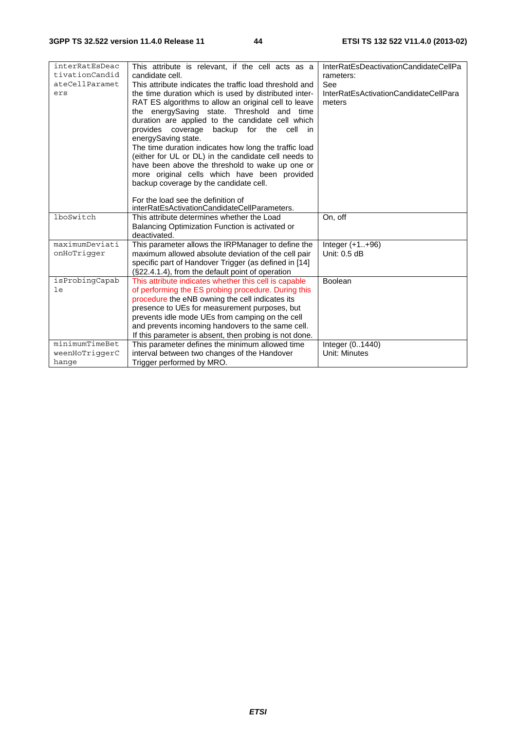| | | |
|---|---|---|
| interRatEsDeactivationCandidateCellParameters | This attribute is relevant, if the cell acts as a candidate cell.<br>This attribute indicates the traffic load threshold and the time duration which is used by distributed inter-RAT ES algorithms to allow an original cell to leave the energySaving state. Threshold and time duration are applied to the candidate cell which provides coverage backup for the cell in energySaving state.<br>The time duration indicates how long the traffic load (either for UL or DL) in the candidate cell needs to have been above the threshold to wake up one or more original cells which have been provided backup coverage by the candidate cell.<br><br>For the load see the definition of interRatEsActivationCandidateCellParameters. | InterRatEsDeactivationCandidateCellParameters:<br>See InterRatEsActivationCandidateCellParameters |
| lboSwitch | This attribute determines whether the Load Balancing Optimization Function is activated or deactivated. | On, off |
| maximumDeviationHoTrigger | This parameter allows the IRPManager to define the maximum allowed absolute deviation of the cell pair specific part of Handover Trigger (as defined in [14] (§22.4.1.4), from the default point of operation | Integer (+1..+96)<br>Unit: 0.5 dB |
| isProbingCapable | This attribute indicates whether this cell is capable of performing the ES probing procedure. During this procedure the eNB owning the cell indicates its presence to UEs for measurement purposes, but prevents idle mode UEs from camping on the cell and prevents incoming handovers to the same cell. If this parameter is absent, then probing is not done. | Boolean |
| minimumTimeBetweenHoTriggerChange | This parameter defines the minimum allowed time interval between two changes of the Handover Trigger performed by MRO. | Integer (0..1440)<br>Unit: Minutes |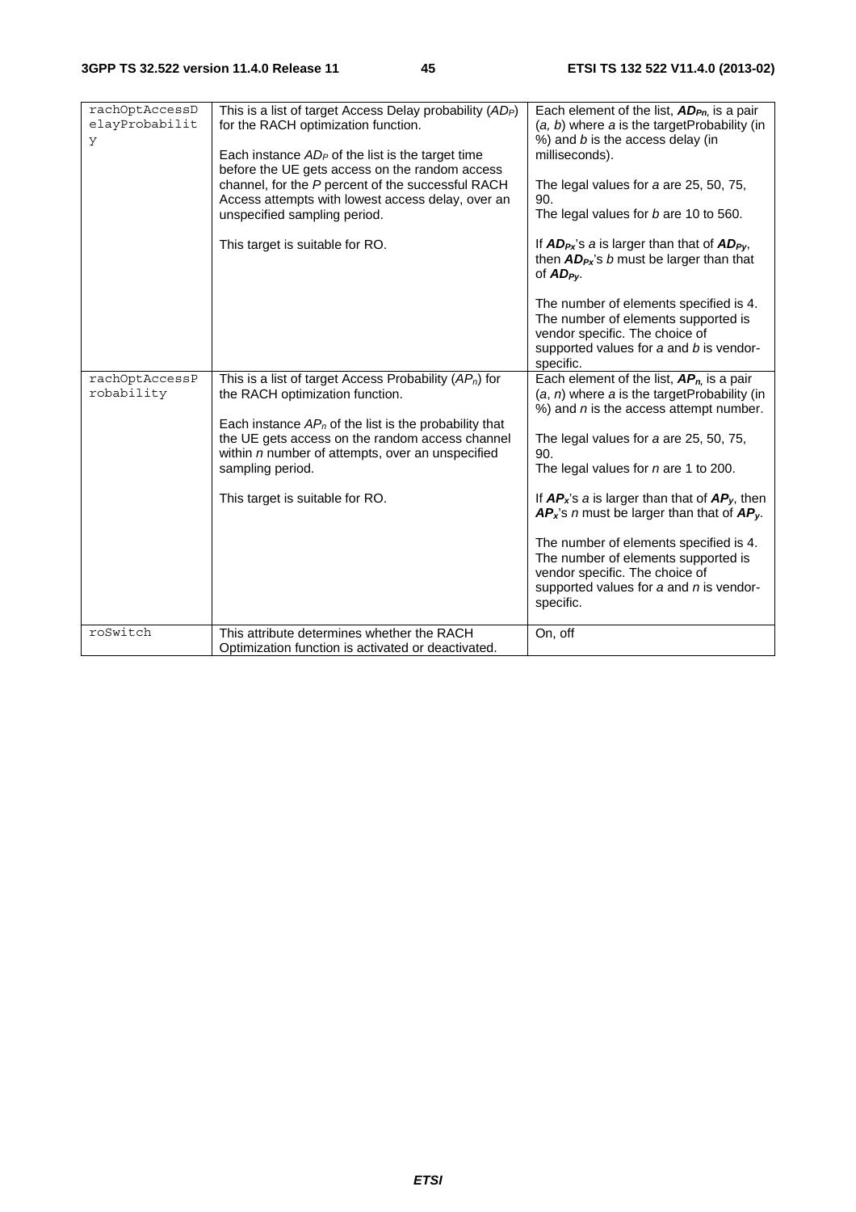| | | |
|---|---|---|
| rachOptAccessDelayProbability | This is a list of target Access Delay probability ($AD_P$) for the RACH optimization function.<br><br>Each instance $AD_P$ of the list is the target time before the UE gets access on the random access channel, for the *P* percent of the successful RACH Access attempts with lowest access delay, over an unspecified sampling period.<br><br>This target is suitable for RO. | Each element of the list, $\boldsymbol{AD_{Pn}}$, is a pair (*a, b*) where *a* is the targetProbability (in %) and *b* is the access delay (in milliseconds).<br><br>The legal values for *a* are 25, 50, 75, 90.<br>The legal values for *b* are 10 to 560.<br><br>If $\boldsymbol{AD_{Px}}$'s *a* is larger than that of $\boldsymbol{AD_{Py}}$, then $\boldsymbol{AD_{Px}}$'s *b* must be larger than that of $\boldsymbol{AD_{Py}}$.<br><br>The number of elements specified is 4. The number of elements supported is vendor specific. The choice of supported values for *a* and *b* is vendor-specific. |
| rachOptAccessProbability | This is a list of target Access Probability ($AP_n$) for the RACH optimization function.<br><br>Each instance $AP_n$ of the list is the probability that the UE gets access on the random access channel within *n* number of attempts, over an unspecified sampling period.<br><br>This target is suitable for RO. | Each element of the list, $\boldsymbol{AP_n}$, is a pair (*a*, *n*) where *a* is the targetProbability (in %) and *n* is the access attempt number.<br><br>The legal values for *a* are 25, 50, 75, 90.<br>The legal values for *n* are 1 to 200.<br><br>If $\boldsymbol{AP_x}$'s *a* is larger than that of $\boldsymbol{AP_y}$, then $\boldsymbol{AP_x}$'s *n* must be larger than that of $\boldsymbol{AP_y}$.<br><br>The number of elements specified is 4. The number of elements supported is vendor specific. The choice of supported values for *a* and *n* is vendor-specific. |
| roSwitch | This attribute determines whether the RACH Optimization function is activated or deactivated. | On, off |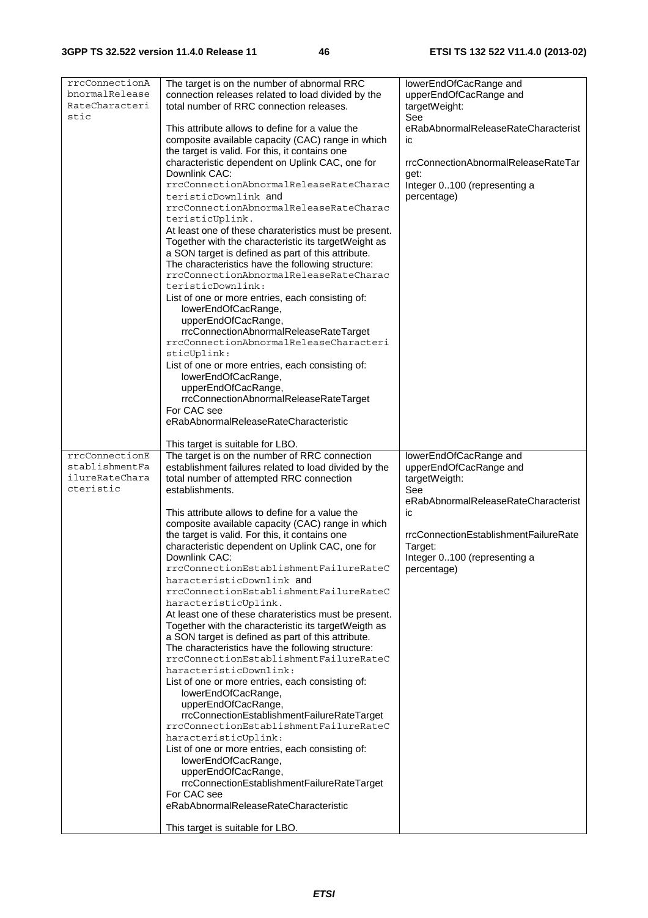| | | |
|---|---|---|
| rrcConnectionAbnormalReleaseRateCharacteristic | The target is on the number of abnormal RRC connection releases related to load divided by the total number of RRC connection releases.<br><br>This attribute allows to define for a value the composite available capacity (CAC) range in which the target is valid. For this, it contains one characteristic dependent on Uplink CAC, one for Downlink CAC:<br>rrcConnectionAbnormalReleaseRateCharacteristicDownlink and rrcConnectionAbnormalReleaseRateCharacteristicUplink.<br>At least one of these charateristics must be present. Together with the characteristic its targetWeight as a SON target is defined as part of this attribute.<br>The characteristics have the following structure:<br>rrcConnectionAbnormalReleaseRateCharacteristicDownlink:<br>List of one or more entries, each consisting of:<br>lowerEndOfCacRange,<br>upperEndOfCacRange,<br>rrcConnectionAbnormalReleaseRateTarget<br>rrcConnectionAbnormalReleaseCharacteristicUplink:<br>List of one or more entries, each consisting of:<br>lowerEndOfCacRange,<br>upperEndOfCacRange,<br>rrcConnectionAbnormalReleaseRateTarget<br>For CAC see eRabAbnormalReleaseRateCharacteristic<br><br>This target is suitable for LBO. | lowerEndOfCacRange and upperEndOfCacRange and targetWeight:<br>See eRabAbnormalReleaseRateCharacteristic<br><br>rrcConnectionAbnormalReleaseRateTarget:<br>Integer 0..100 (representing a percentage) |
| rrcConnectionEstablishmentFailureRateCharacteristic | The target is on the number of RRC connection establishment failures related to load divided by the total number of attempted RRC connection establishments.<br><br>This attribute allows to define for a value the composite available capacity (CAC) range in which the target is valid. For this, it contains one characteristic dependent on Uplink CAC, one for Downlink CAC:<br>rrcConnectionEstablishmentFailureRateCharacteristicDownlink and rrcConnectionEstablishmentFailureRateCharacteristicUplink.<br>At least one of these charateristics must be present. Together with the characteristic its targetWeigth as a SON target is defined as part of this attribute.<br>The characteristics have the following structure:<br>rrcConnectionEstablishmentFailureRateCharacteristicDownlink:<br>List of one or more entries, each consisting of:<br>lowerEndOfCacRange,<br>upperEndOfCacRange,<br>rrcConnectionEstablishmentFailureRateTarget<br>rrcConnectionEstablishmentFailureRateCharacteristicUplink:<br>List of one or more entries, each consisting of:<br>lowerEndOfCacRange,<br>upperEndOfCacRange,<br>rrcConnectionEstablishmentFailureRateTarget<br>For CAC see eRabAbnormalReleaseRateCharacteristic<br><br>This target is suitable for LBO. | lowerEndOfCacRange and upperEndOfCacRange and targetWeigth:<br>See eRabAbnormalReleaseRateCharacteristic<br><br>rrcConnectionEstablishmentFailureRateTarget:<br>Integer 0..100 (representing a percentage) |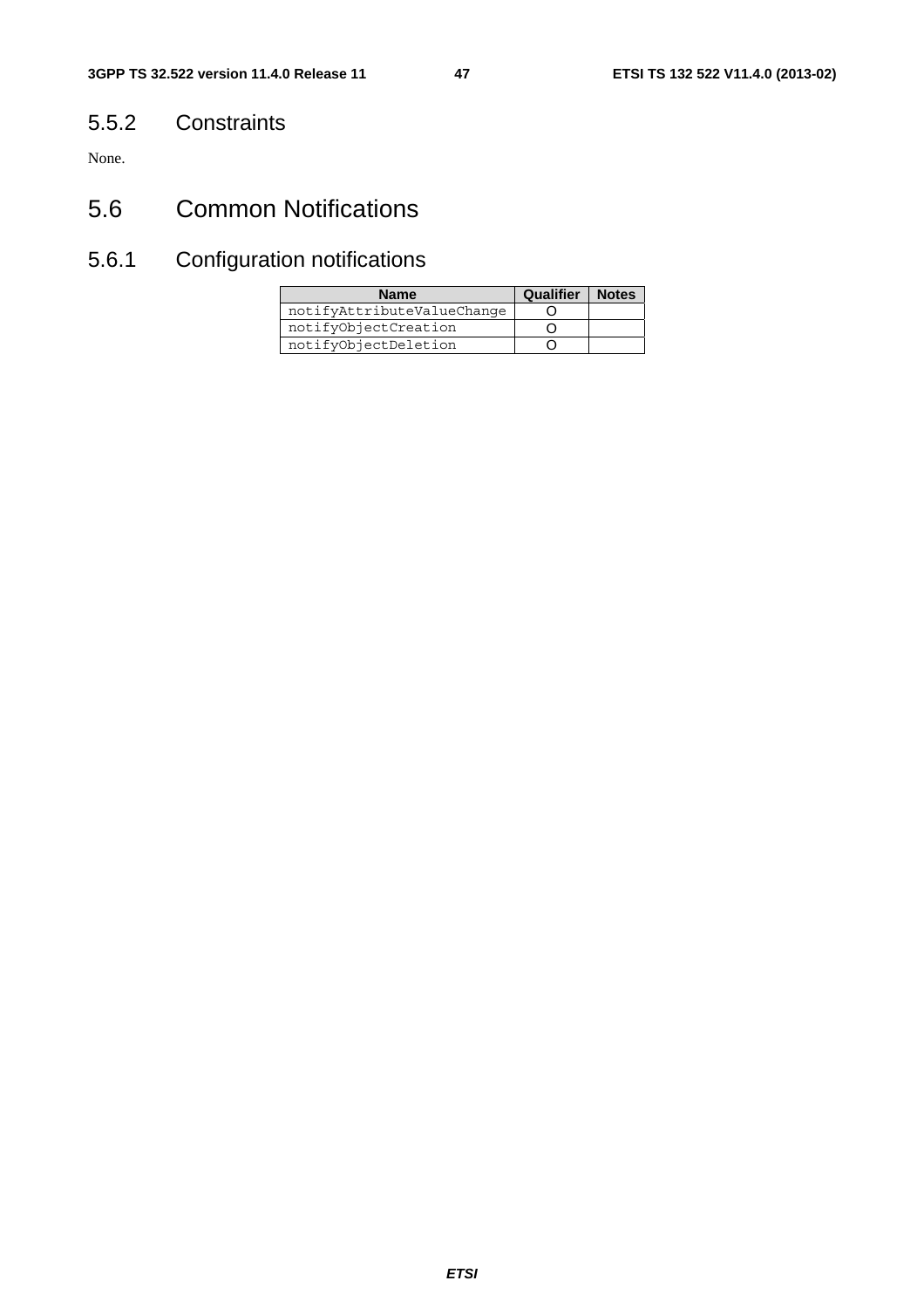### 5.5.2 Constraints

None.

## 5.6 Common Notifications

### 5.6.1 Configuration notifications

| Name | Qualifier | Notes |
| --- | --- | --- |
| notifyAttributeValueChange | O | |
| notifyObjectCreation | O | |
| notifyObjectDeletion | O | |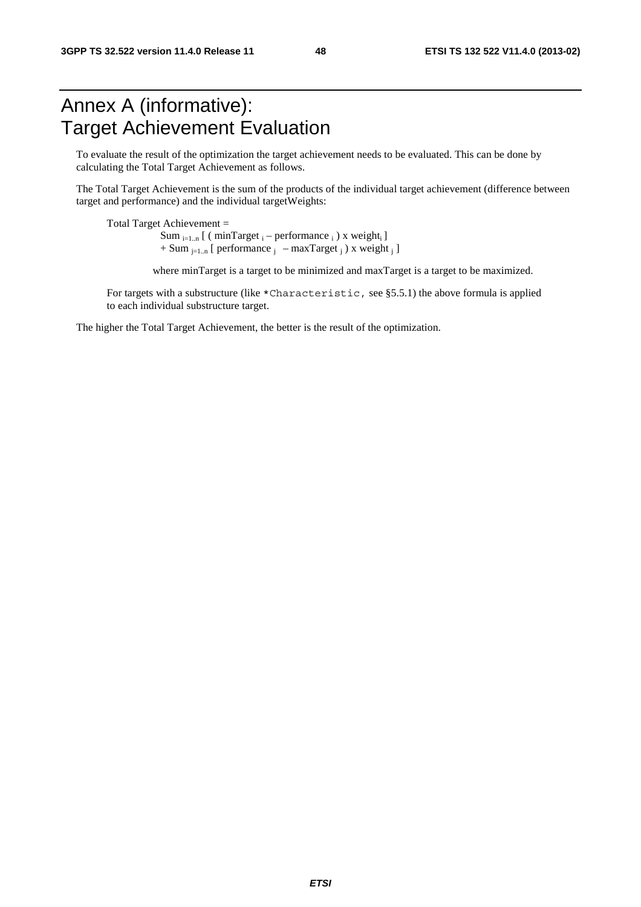# Annex A (informative): Target Achievement Evaluation

To evaluate the result of the optimization the target achievement needs to be evaluated. This can be done by calculating the Total Target Achievement as follows.

The Total Target Achievement is the sum of the products of the individual target achievement (difference between target and performance) and the individual targetWeights:

$$\text{Total Target Achievement} = \text{Sum}_{i=1..n} [ ( \text{minTarget}_i - \text{performance}_i ) \times \text{weight}_i ] + \text{Sum}_{j=1..n} [ \text{performance}_j - \text{maxTarget}_j ) \times \text{weight}_j ]$$

where minTarget is a target to be minimized and maxTarget is a target to be maximized.

For targets with a substructure (like `*Characteristic,` see §5.5.1) the above formula is applied to each individual substructure target.

The higher the Total Target Achievement, the better is the result of the optimization.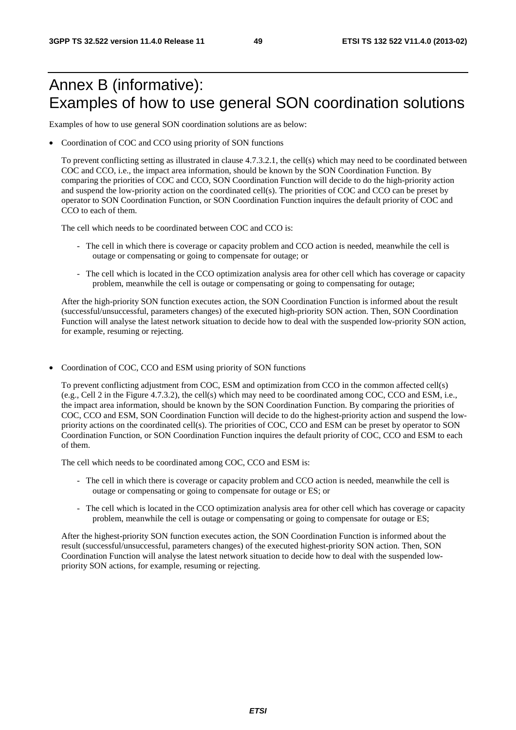# Annex B (informative): Examples of how to use general SON coordination solutions

Examples of how to use general SON coordination solutions are as below:

- Coordination of COC and CCO using priority of SON functions

  To prevent conflicting setting as illustrated in clause 4.7.3.2.1, the cell(s) which may need to be coordinated between COC and CCO, i.e., the impact area information, should be known by the SON Coordination Function. By comparing the priorities of COC and CCO, SON Coordination Function will decide to do the high-priority action and suspend the low-priority action on the coordinated cell(s). The priorities of COC and CCO can be preset by operator to SON Coordination Function, or SON Coordination Function inquires the default priority of COC and CCO to each of them.

  The cell which needs to be coordinated between COC and CCO is:

  - The cell in which there is coverage or capacity problem and CCO action is needed, meanwhile the cell is outage or compensating or going to compensate for outage; or
  - The cell which is located in the CCO optimization analysis area for other cell which has coverage or capacity problem, meanwhile the cell is outage or compensating or going to compensating for outage;

  After the high-priority SON function executes action, the SON Coordination Function is informed about the result (successful/unsuccessful, parameters changes) of the executed high-priority SON action. Then, SON Coordination Function will analyse the latest network situation to decide how to deal with the suspended low-priority SON action, for example, resuming or rejecting.

- Coordination of COC, CCO and ESM using priority of SON functions

  To prevent conflicting adjustment from COC, ESM and optimization from CCO in the common affected cell(s) (e.g., Cell 2 in the Figure 4.7.3.2), the cell(s) which may need to be coordinated among COC, CCO and ESM, i.e., the impact area information, should be known by the SON Coordination Function. By comparing the priorities of COC, CCO and ESM, SON Coordination Function will decide to do the highest-priority action and suspend the low-priority actions on the coordinated cell(s). The priorities of COC, CCO and ESM can be preset by operator to SON Coordination Function, or SON Coordination Function inquires the default priority of COC, CCO and ESM to each of them.

  The cell which needs to be coordinated among COC, CCO and ESM is:

  - The cell in which there is coverage or capacity problem and CCO action is needed, meanwhile the cell is outage or compensating or going to compensate for outage or ES; or
  - The cell which is located in the CCO optimization analysis area for other cell which has coverage or capacity problem, meanwhile the cell is outage or compensating or going to compensate for outage or ES;

  After the highest-priority SON function executes action, the SON Coordination Function is informed about the result (successful/unsuccessful, parameters changes) of the executed highest-priority SON action. Then, SON Coordination Function will analyse the latest network situation to decide how to deal with the suspended low-priority SON actions, for example, resuming or rejecting.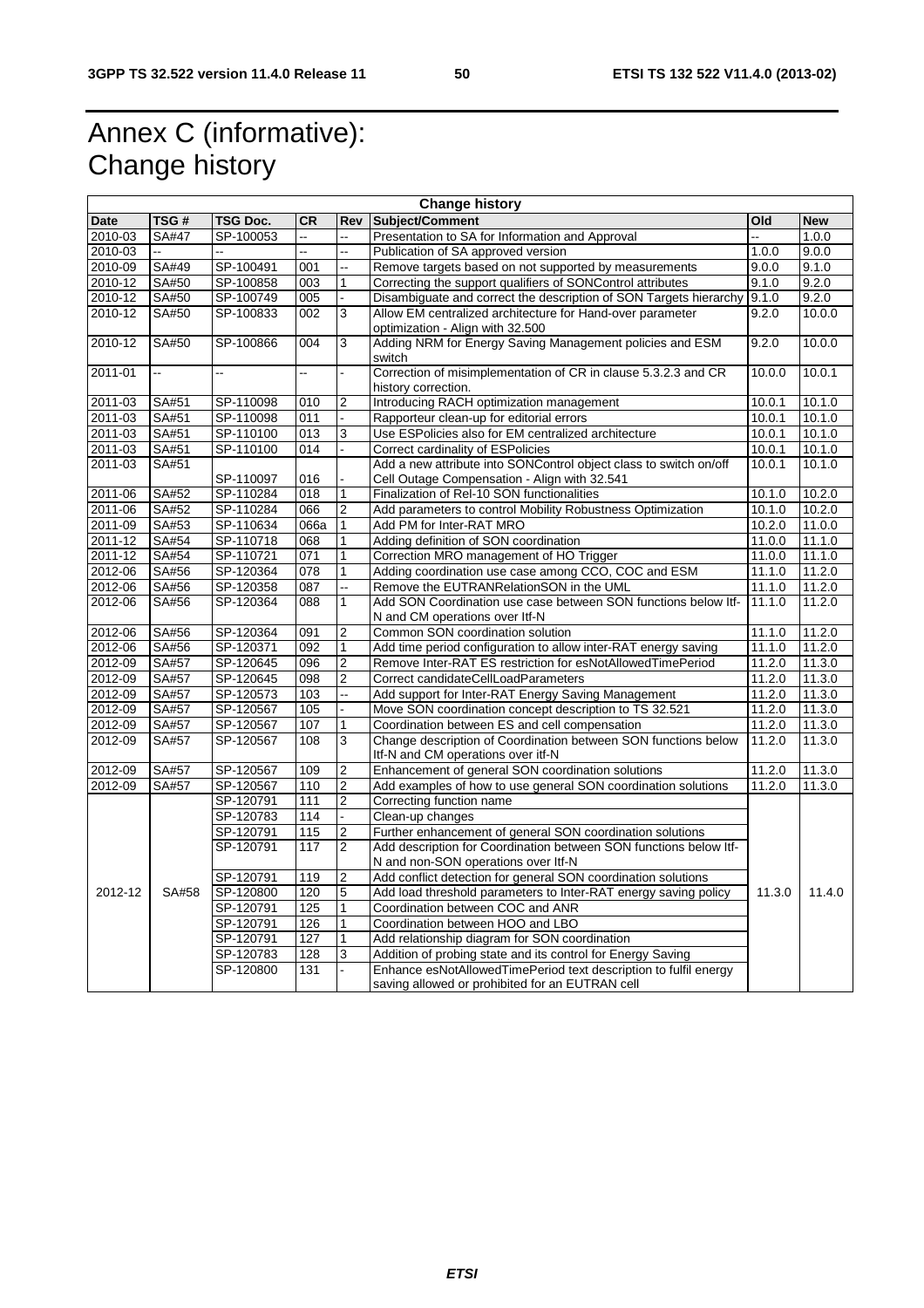# Annex C (informative): Change history

| Change history | | | | | | | |
|---|---|---|---|---|---|---|---|
| **Date** | **TSG #** | **TSG Doc.** | **CR** | **Rev** | **Subject/Comment** | **Old** | **New** |
| 2010-03 | SA#47 | SP-100053 | -- | -- | Presentation to SA for Information and Approval | -- | 1.0.0 |
| 2010-03 | -- | -- | -- | -- | Publication of SA approved version | 1.0.0 | 9.0.0 |
| 2010-09 | SA#49 | SP-100491 | 001 | -- | Remove targets based on not supported by measurements | 9.0.0 | 9.1.0 |
| 2010-12 | SA#50 | SP-100858 | 003 | 1 | Correcting the support qualifiers of SONControl attributes | 9.1.0 | 9.2.0 |
| 2010-12 | SA#50 | SP-100749 | 005 | - | Disambiguate and correct the description of SON Targets hierarchy | 9.1.0 | 9.2.0 |
| 2010-12 | SA#50 | SP-100833 | 002 | 3 | Allow EM centralized architecture for Hand-over parameter optimization - Align with 32.500 | 9.2.0 | 10.0.0 |
| 2010-12 | SA#50 | SP-100866 | 004 | 3 | Adding NRM for Energy Saving Management policies and ESM switch | 9.2.0 | 10.0.0 |
| 2011-01 | -- | -- | -- | - | Correction of misimplementation of CR in clause 5.3.2.3 and CR history correction. | 10.0.0 | 10.0.1 |
| 2011-03 | SA#51 | SP-110098 | 010 | 2 | Introducing RACH optimization management | 10.0.1 | 10.1.0 |
| 2011-03 | SA#51 | SP-110098 | 011 | - | Rapporteur clean-up for editorial errors | 10.0.1 | 10.1.0 |
| 2011-03 | SA#51 | SP-110100 | 013 | 3 | Use ESPolicies also for EM centralized architecture | 10.0.1 | 10.1.0 |
| 2011-03 | SA#51 | SP-110100 | 014 | - | Correct cardinality of ESPolicies | 10.0.1 | 10.1.0 |
| 2011-03 | SA#51 | SP-110097 | 016 | - | Add a new attribute into SONControl object class to switch on/off Cell Outage Compensation - Align with 32.541 | 10.0.1 | 10.1.0 |
| 2011-06 | SA#52 | SP-110284 | 018 | 1 | Finalization of Rel-10 SON functionalities | 10.1.0 | 10.2.0 |
| 2011-06 | SA#52 | SP-110284 | 066 | 2 | Add parameters to control Mobility Robustness Optimization | 10.1.0 | 10.2.0 |
| 2011-09 | SA#53 | SP-110634 | 066a | 1 | Add PM for Inter-RAT MRO | 10.2.0 | 11.0.0 |
| 2011-12 | SA#54 | SP-110718 | 068 | 1 | Adding definition of SON coordination | 11.0.0 | 11.1.0 |
| 2011-12 | SA#54 | SP-110721 | 071 | 1 | Correction MRO management of HO Trigger | 11.0.0 | 11.1.0 |
| 2012-06 | SA#56 | SP-120364 | 078 | 1 | Adding coordination use case among CCO, COC and ESM | 11.1.0 | 11.2.0 |
| 2012-06 | SA#56 | SP-120358 | 087 | -- | Remove the EUTRANRelationSON in the UML | 11.1.0 | 11.2.0 |
| 2012-06 | SA#56 | SP-120364 | 088 | 1 | Add SON Coordination use case between SON functions below Itf-N and CM operations over Itf-N | 11.1.0 | 11.2.0 |
| 2012-06 | SA#56 | SP-120364 | 091 | 2 | Common SON coordination solution | 11.1.0 | 11.2.0 |
| 2012-06 | SA#56 | SP-120371 | 092 | 1 | Add time period configuration to allow inter-RAT energy saving | 11.1.0 | 11.2.0 |
| 2012-09 | SA#57 | SP-120645 | 096 | 2 | Remove Inter-RAT ES restriction for esNotAllowedTimePeriod | 11.2.0 | 11.3.0 |
| 2012-09 | SA#57 | SP-120645 | 098 | 2 | Correct candidateCellLoadParameters | 11.2.0 | 11.3.0 |
| 2012-09 | SA#57 | SP-120573 | 103 | -- | Add support for Inter-RAT Energy Saving Management | 11.2.0 | 11.3.0 |
| 2012-09 | SA#57 | SP-120567 | 105 | - | Move SON coordination concept description to TS 32.521 | 11.2.0 | 11.3.0 |
| 2012-09 | SA#57 | SP-120567 | 107 | 1 | Coordination between ES and cell compensation | 11.2.0 | 11.3.0 |
| 2012-09 | SA#57 | SP-120567 | 108 | 3 | Change description of Coordination between SON functions below Itf-N and CM operations over itf-N | 11.2.0 | 11.3.0 |
| 2012-09 | SA#57 | SP-120567 | 109 | 2 | Enhancement of general SON coordination solutions | 11.2.0 | 11.3.0 |
| 2012-09 | SA#57 | SP-120567 | 110 | 2 | Add examples of how to use general SON coordination solutions | 11.2.0 | 11.3.0 |
| 2012-12 | SA#58 | SP-120791 | 111 | 2 | Correcting function name | 11.3.0 | 11.4.0 |
| | | SP-120783 | 114 | - | Clean-up changes | | |
| | | SP-120791 | 115 | 2 | Further enhancement of general SON coordination solutions | | |
| | | SP-120791 | 117 | 2 | Add description for Coordination between SON functions below Itf-N and non-SON operations over Itf-N | | |
| | | SP-120791 | 119 | 2 | Add conflict detection for general SON coordination solutions | | |
| | | SP-120800 | 120 | 5 | Add load threshold parameters to Inter-RAT energy saving policy | | |
| | | SP-120791 | 125 | 1 | Coordination between COC and ANR | | |
| | | SP-120791 | 126 | 1 | Coordination between HOO and LBO | | |
| | | SP-120791 | 127 | 1 | Add relationship diagram for SON coordination | | |
| | | SP-120783 | 128 | 3 | Addition of probing state and its control for Energy Saving | | |
| | | SP-120800 | 131 | - | Enhance esNotAllowedTimePeriod text description to fulfil energy saving allowed or prohibited for an EUTRAN cell | | |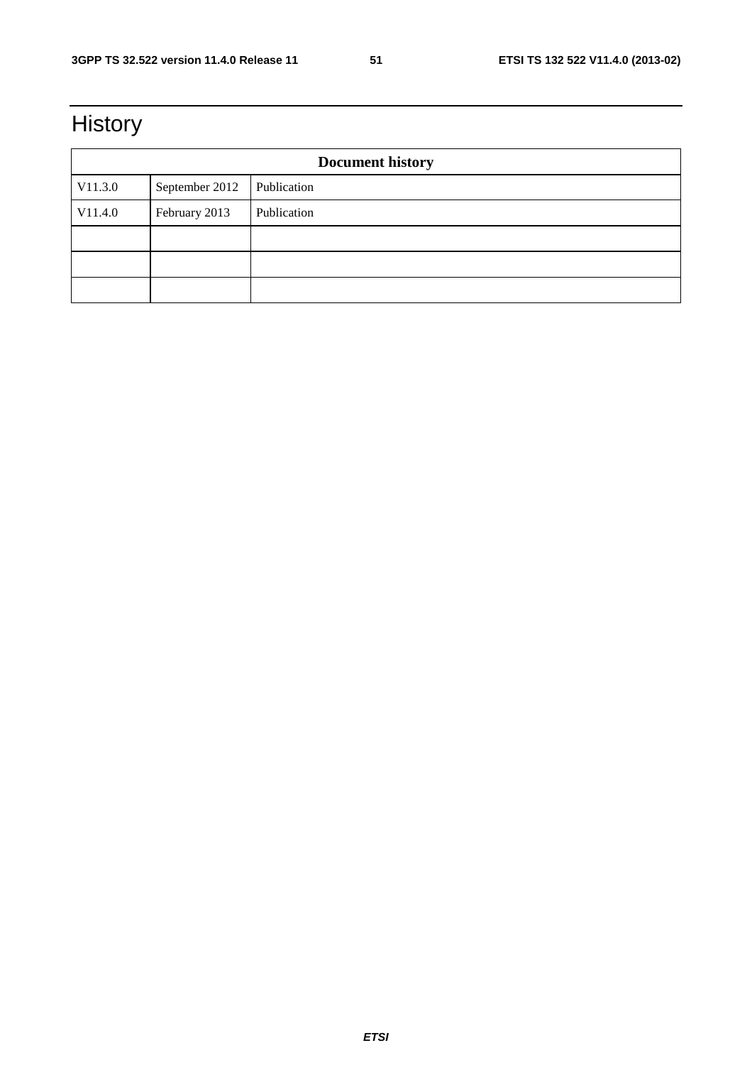# History

| Document history | | |
|---|---|---|
| V11.3.0 | September 2012 | Publication |
| V11.4.0 | February 2013 | Publication |
| | | |
| | | |
| | | |